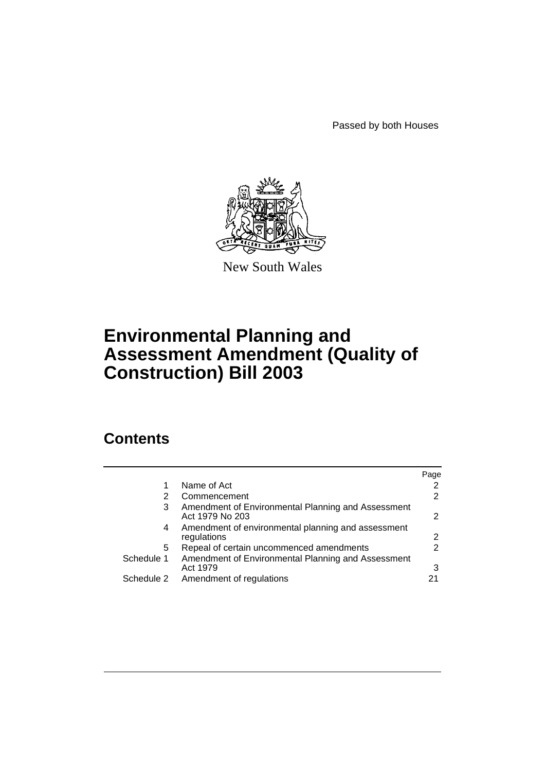Passed by both Houses

New South Wales

# Environmental Planning and Assessment Amendment (Quality of Construction) Bill 2003

## Contents

| | | Page |
|---|---|---|
| 1 | Name of Act | 2 |
| 2 | Commencement | 2 |
| 3 | Amendment of Environmental Planning and Assessment Act 1979 No 203 | 2 |
| 4 | Amendment of environmental planning and assessment regulations | 2 |
| 5 | Repeal of certain uncommenced amendments | 2 |
| Schedule 1 | Amendment of Environmental Planning and Assessment Act 1979 | 3 |
| Schedule 2 | Amendment of regulations | 21 |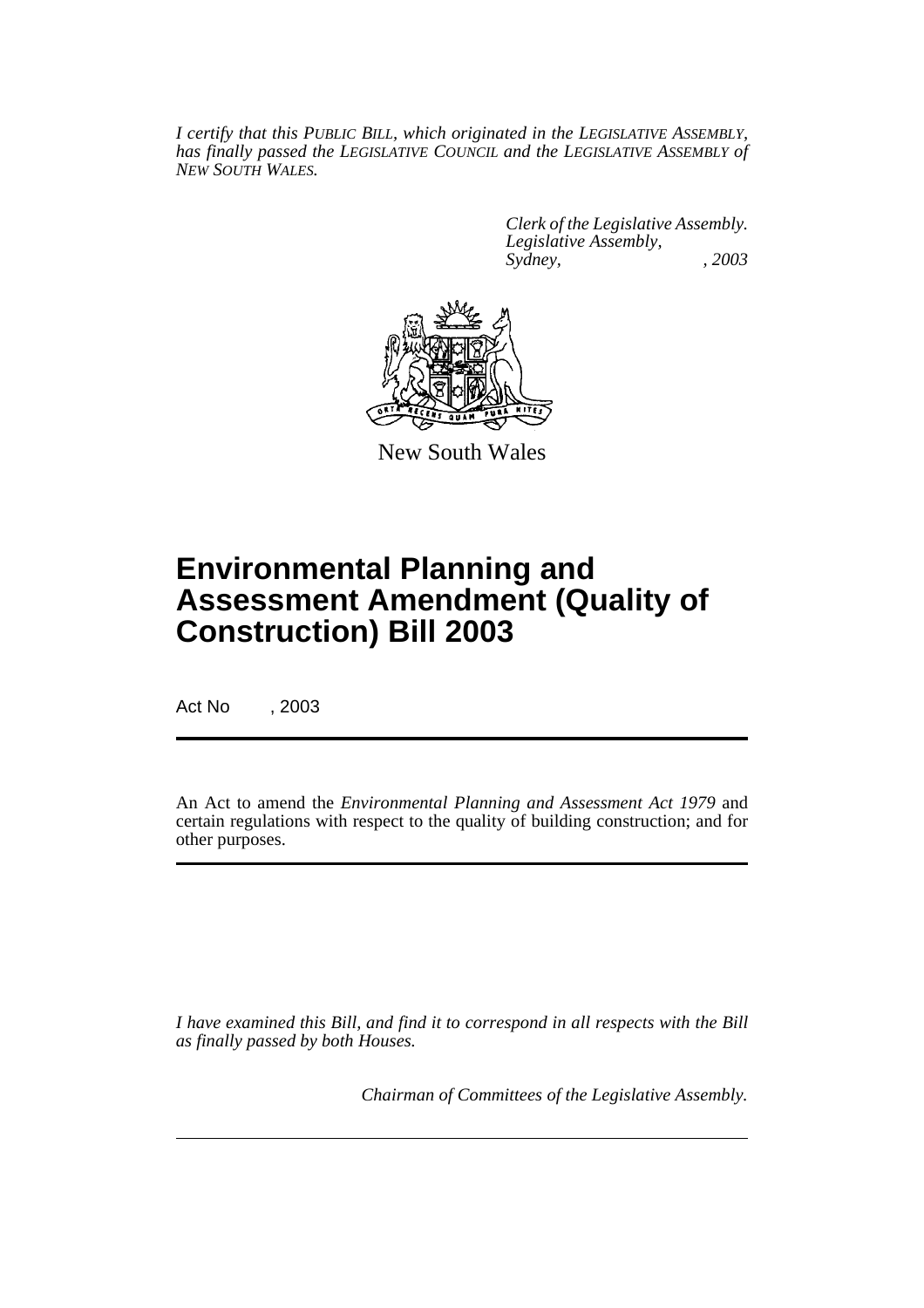*I certify that this PUBLIC BILL, which originated in the LEGISLATIVE ASSEMBLY, has finally passed the LEGISLATIVE COUNCIL and the LEGISLATIVE ASSEMBLY of NEW SOUTH WALES.*

*Clerk of the Legislative Assembly.*
*Legislative Assembly,*
*Sydney, , 2003*

New South Wales

# Environmental Planning and Assessment Amendment (Quality of Construction) Bill 2003

Act No , 2003

An Act to amend the *Environmental Planning and Assessment Act 1979* and certain regulations with respect to the quality of building construction; and for other purposes.

*I have examined this Bill, and find it to correspond in all respects with the Bill as finally passed by both Houses.*

*Chairman of Committees of the Legislative Assembly.*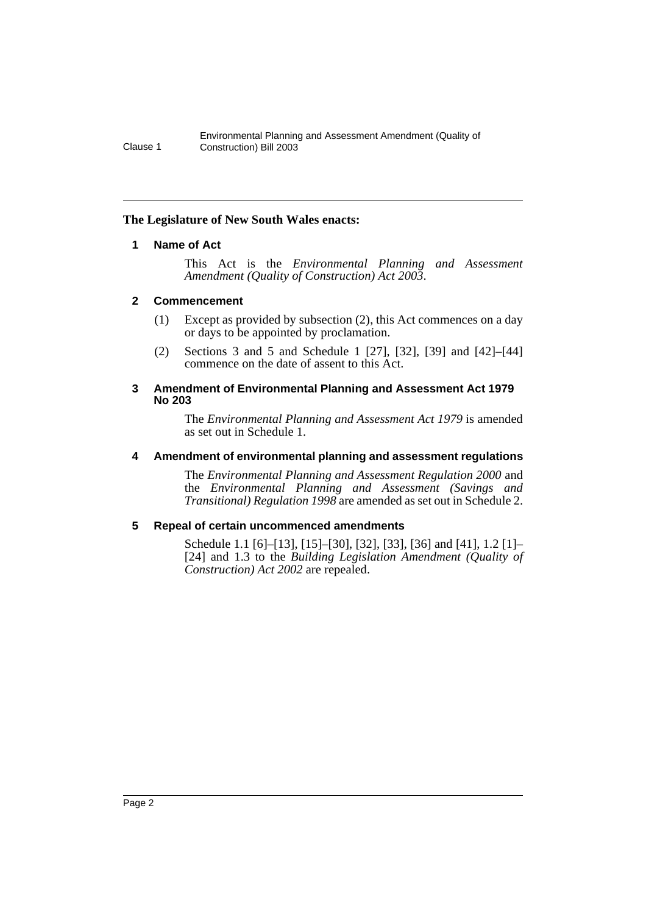**The Legislature of New South Wales enacts:**

### 1 Name of Act

This Act is the *Environmental Planning and Assessment Amendment (Quality of Construction) Act 2003*.

### 2 Commencement

(1) Except as provided by subsection (2), this Act commences on a day or days to be appointed by proclamation.

(2) Sections 3 and 5 and Schedule 1 [27], [32], [39] and [42]–[44] commence on the date of assent to this Act.

### 3 Amendment of Environmental Planning and Assessment Act 1979 No 203

The *Environmental Planning and Assessment Act 1979* is amended as set out in Schedule 1.

### 4 Amendment of environmental planning and assessment regulations

The *Environmental Planning and Assessment Regulation 2000* and the *Environmental Planning and Assessment (Savings and Transitional) Regulation 1998* are amended as set out in Schedule 2.

### 5 Repeal of certain uncommenced amendments

Schedule 1.1 [6]–[13], [15]–[30], [32], [33], [36] and [41], 1.2 [1]–[24] and 1.3 to the *Building Legislation Amendment (Quality of Construction) Act 2002* are repealed.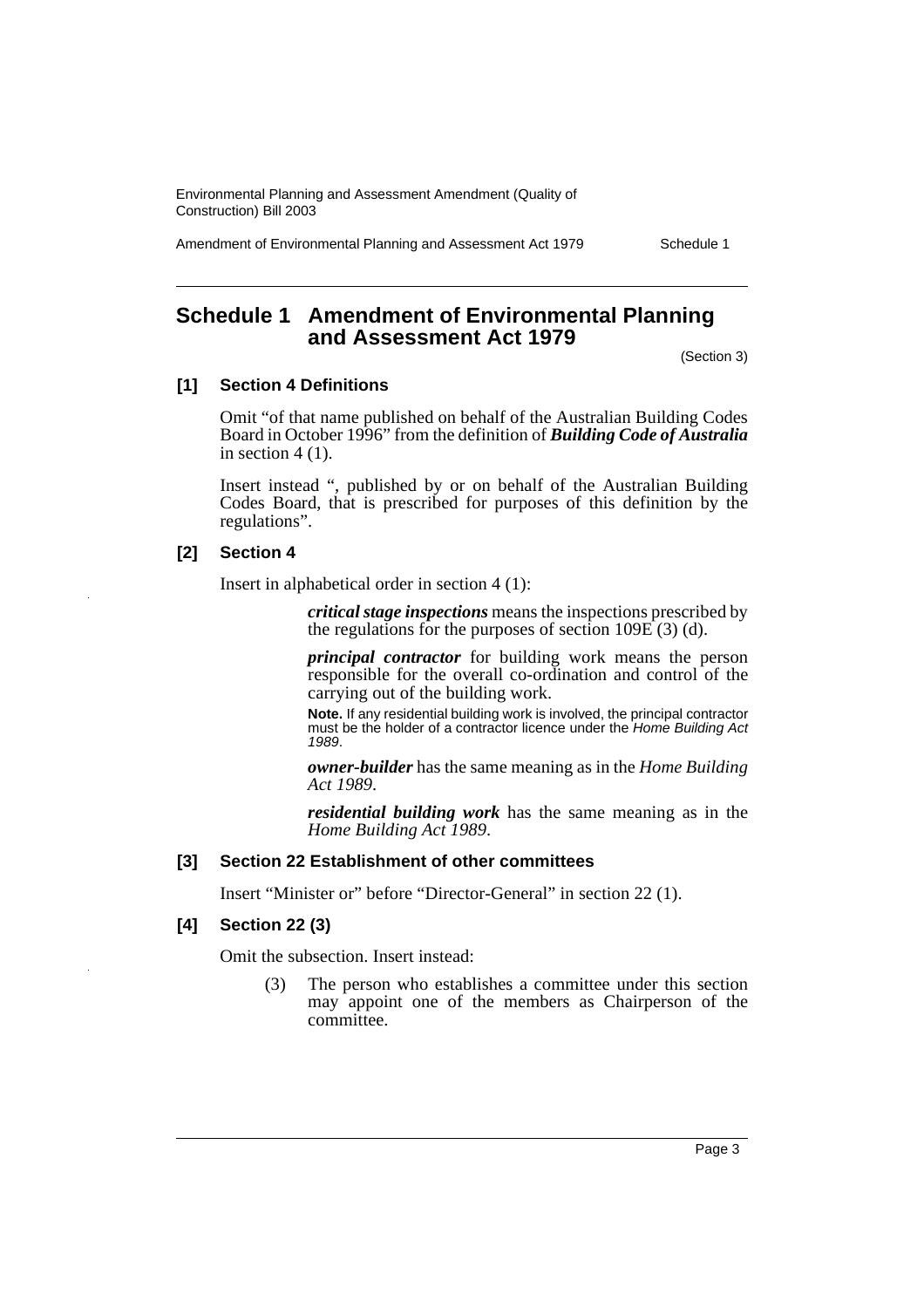# Schedule 1 Amendment of Environmental Planning and Assessment Act 1979

(Section 3)

### [1] Section 4 Definitions

Omit "of that name published on behalf of the Australian Building Codes Board in October 1996" from the definition of ***Building Code of Australia*** in section 4 (1).

Insert instead ", published by or on behalf of the Australian Building Codes Board, that is prescribed for purposes of this definition by the regulations".

### [2] Section 4

Insert in alphabetical order in section 4 (1):

> ***critical stage inspections*** means the inspections prescribed by the regulations for the purposes of section 109E (3) (d).
>
> ***principal contractor*** for building work means the person responsible for the overall co-ordination and control of the carrying out of the building work.
>
> **Note.** If any residential building work is involved, the principal contractor must be the holder of a contractor licence under the *Home Building Act 1989*.
>
> ***owner-builder*** has the same meaning as in the *Home Building Act 1989*.
>
> ***residential building work*** has the same meaning as in the *Home Building Act 1989*.

### [3] Section 22 Establishment of other committees

Insert "Minister or" before "Director-General" in section 22 (1).

### [4] Section 22 (3)

Omit the subsection. Insert instead:

> (3) The person who establishes a committee under this section may appoint one of the members as Chairperson of the committee.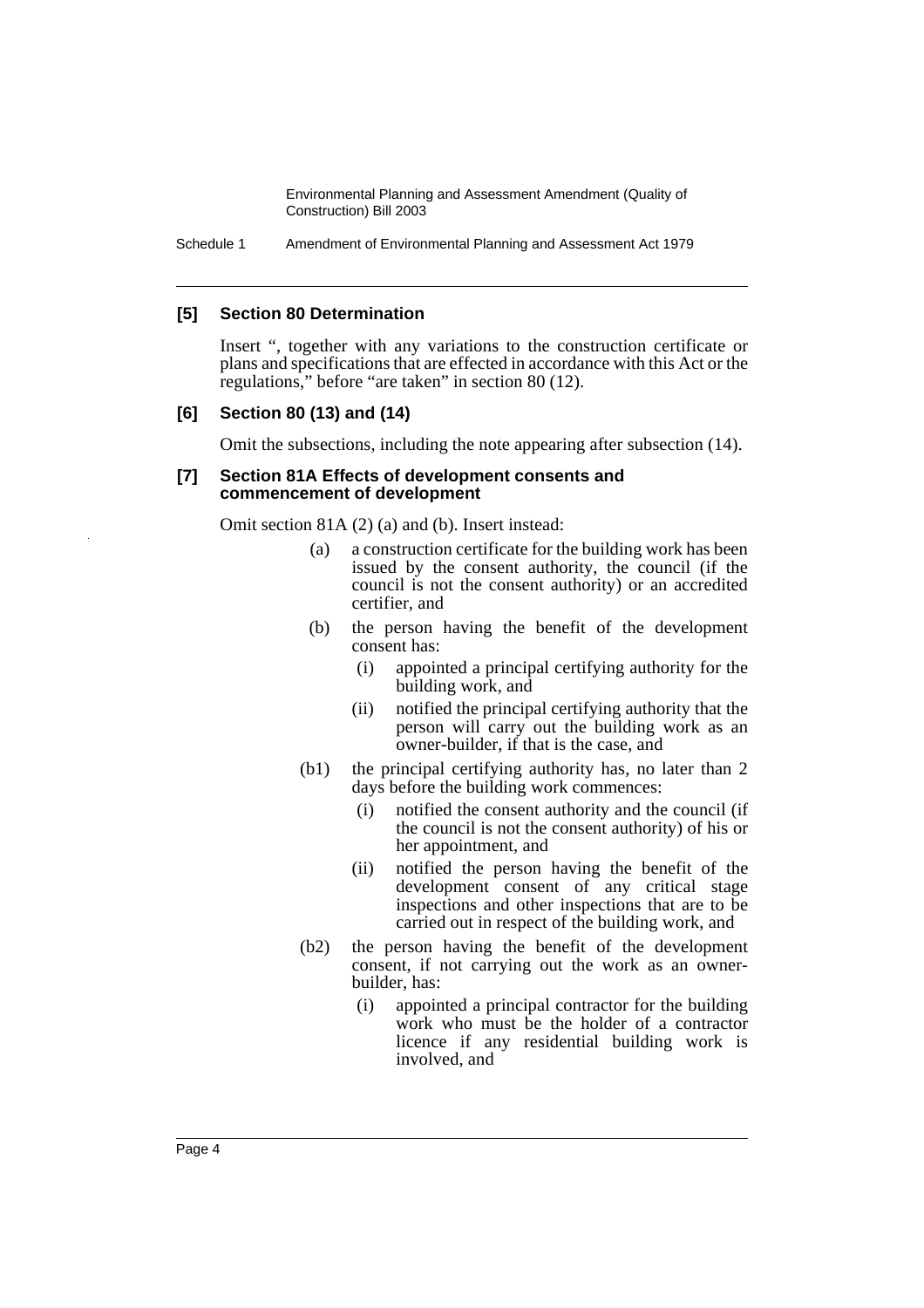### [5] Section 80 Determination

Insert ", together with any variations to the construction certificate or plans and specifications that are effected in accordance with this Act or the regulations," before "are taken" in section 80 (12).

### [6] Section 80 (13) and (14)

Omit the subsections, including the note appearing after subsection (14).

### [7] Section 81A Effects of development consents and commencement of development

Omit section 81A (2) (a) and (b). Insert instead:

(a) a construction certificate for the building work has been issued by the consent authority, the council (if the council is not the consent authority) or an accredited certifier, and

(b) the person having the benefit of the development consent has:

(i) appointed a principal certifying authority for the building work, and

(ii) notified the principal certifying authority that the person will carry out the building work as an owner-builder, if that is the case, and

(b1) the principal certifying authority has, no later than 2 days before the building work commences:

(i) notified the consent authority and the council (if the council is not the consent authority) of his or her appointment, and

(ii) notified the person having the benefit of the development consent of any critical stage inspections and other inspections that are to be carried out in respect of the building work, and

(b2) the person having the benefit of the development consent, if not carrying out the work as an owner-builder, has:

(i) appointed a principal contractor for the building work who must be the holder of a contractor licence if any residential building work is involved, and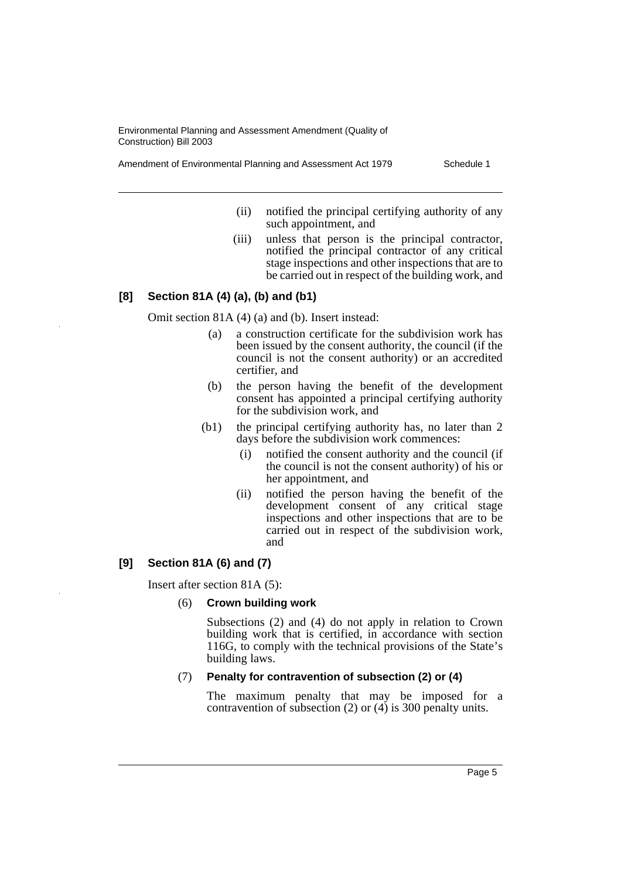(ii) notified the principal certifying authority of any such appointment, and

(iii) unless that person is the principal contractor, notified the principal contractor of any critical stage inspections and other inspections that are to be carried out in respect of the building work, and

### [8] Section 81A (4) (a), (b) and (b1)

Omit section 81A (4) (a) and (b). Insert instead:

(a) a construction certificate for the subdivision work has been issued by the consent authority, the council (if the council is not the consent authority) or an accredited certifier, and

(b) the person having the benefit of the development consent has appointed a principal certifying authority for the subdivision work, and

(b1) the principal certifying authority has, no later than 2 days before the subdivision work commences:

(i) notified the consent authority and the council (if the council is not the consent authority) of his or her appointment, and

(ii) notified the person having the benefit of the development consent of any critical stage inspections and other inspections that are to be carried out in respect of the subdivision work, and

### [9] Section 81A (6) and (7)

Insert after section 81A (5):

(6) **Crown building work**

Subsections (2) and (4) do not apply in relation to Crown building work that is certified, in accordance with section 116G, to comply with the technical provisions of the State's building laws.

(7) **Penalty for contravention of subsection (2) or (4)**

The maximum penalty that may be imposed for a contravention of subsection (2) or (4) is 300 penalty units.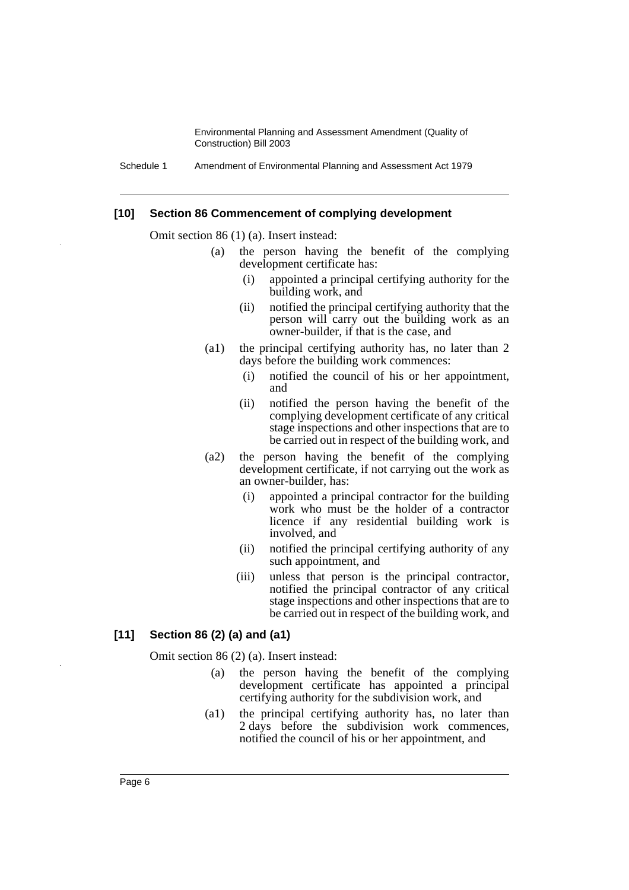### [10] Section 86 Commencement of complying development

Omit section 86 (1) (a). Insert instead:

(a) the person having the benefit of the complying development certificate has:

  (i) appointed a principal certifying authority for the building work, and

  (ii) notified the principal certifying authority that the person will carry out the building work as an owner-builder, if that is the case, and

(a1) the principal certifying authority has, no later than 2 days before the building work commences:

  (i) notified the council of his or her appointment, and

  (ii) notified the person having the benefit of the complying development certificate of any critical stage inspections and other inspections that are to be carried out in respect of the building work, and

(a2) the person having the benefit of the complying development certificate, if not carrying out the work as an owner-builder, has:

  (i) appointed a principal contractor for the building work who must be the holder of a contractor licence if any residential building work is involved, and

  (ii) notified the principal certifying authority of any such appointment, and

  (iii) unless that person is the principal contractor, notified the principal contractor of any critical stage inspections and other inspections that are to be carried out in respect of the building work, and

### [11] Section 86 (2) (a) and (a1)

Omit section 86 (2) (a). Insert instead:

(a) the person having the benefit of the complying development certificate has appointed a principal certifying authority for the subdivision work, and

(a1) the principal certifying authority has, no later than 2 days before the subdivision work commences, notified the council of his or her appointment, and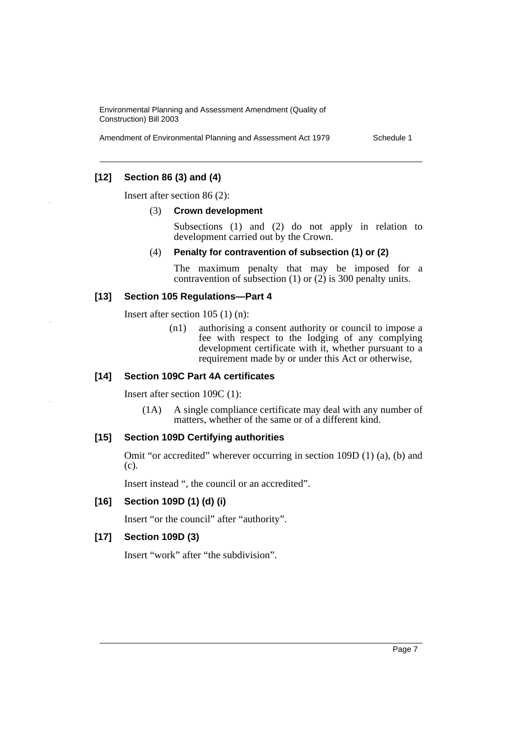### [12] Section 86 (3) and (4)

Insert after section 86 (2):

(3) **Crown development**

Subsections (1) and (2) do not apply in relation to development carried out by the Crown.

(4) **Penalty for contravention of subsection (1) or (2)**

The maximum penalty that may be imposed for a contravention of subsection (1) or (2) is 300 penalty units.

### [13] Section 105 Regulations—Part 4

Insert after section 105 (1) (n):

(n1) authorising a consent authority or council to impose a fee with respect to the lodging of any complying development certificate with it, whether pursuant to a requirement made by or under this Act or otherwise,

### [14] Section 109C Part 4A certificates

Insert after section 109C (1):

(1A) A single compliance certificate may deal with any number of matters, whether of the same or of a different kind.

### [15] Section 109D Certifying authorities

Omit "or accredited" wherever occurring in section 109D (1) (a), (b) and (c).

Insert instead ", the council or an accredited".

### [16] Section 109D (1) (d) (i)

Insert "or the council" after "authority".

### [17] Section 109D (3)

Insert "work" after "the subdivision".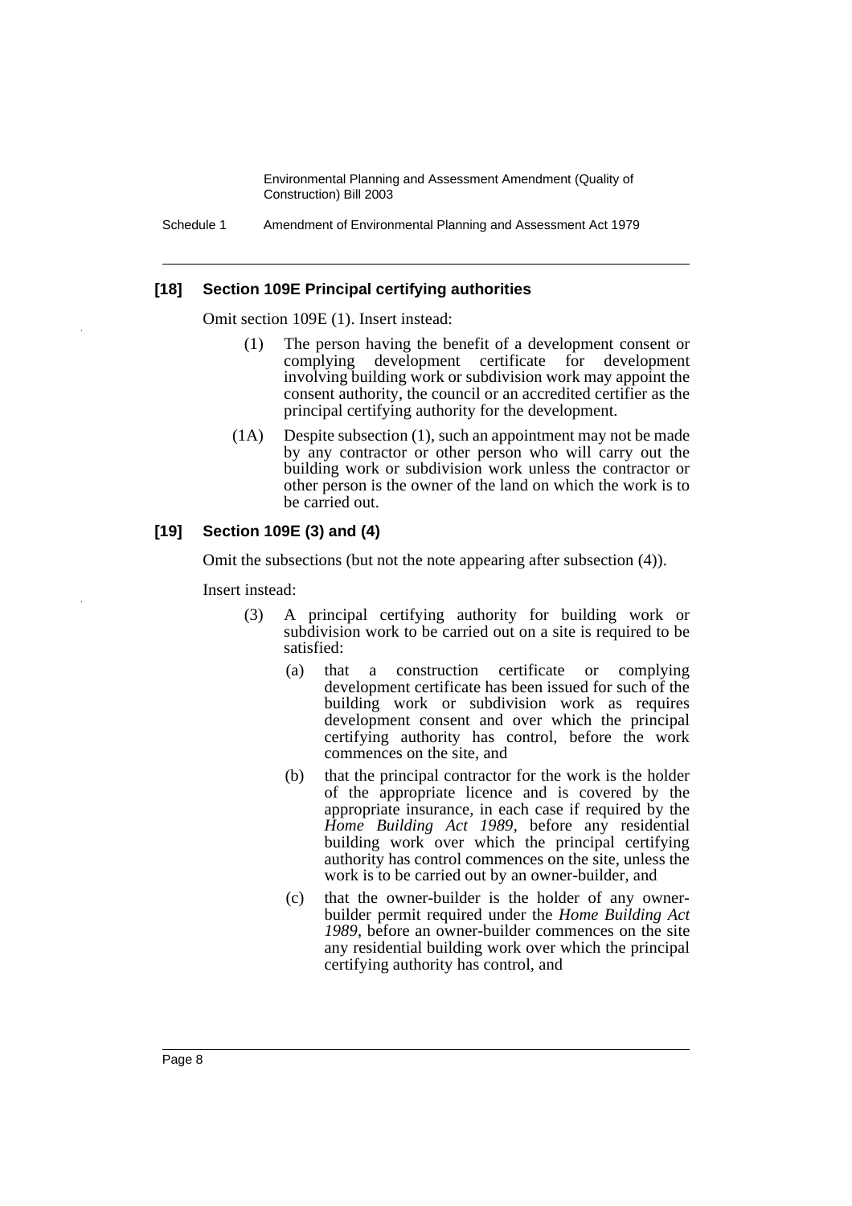### [18] Section 109E Principal certifying authorities

Omit section 109E (1). Insert instead:

(1) The person having the benefit of a development consent or complying development certificate for development involving building work or subdivision work may appoint the consent authority, the council or an accredited certifier as the principal certifying authority for the development.

(1A) Despite subsection (1), such an appointment may not be made by any contractor or other person who will carry out the building work or subdivision work unless the contractor or other person is the owner of the land on which the work is to be carried out.

### [19] Section 109E (3) and (4)

Omit the subsections (but not the note appearing after subsection (4)).

Insert instead:

(3) A principal certifying authority for building work or subdivision work to be carried out on a site is required to be satisfied:

(a) that a construction certificate or complying development certificate has been issued for such of the building work or subdivision work as requires development consent and over which the principal certifying authority has control, before the work commences on the site, and

(b) that the principal contractor for the work is the holder of the appropriate licence and is covered by the appropriate insurance, in each case if required by the *Home Building Act 1989*, before any residential building work over which the principal certifying authority has control commences on the site, unless the work is to be carried out by an owner-builder, and

(c) that the owner-builder is the holder of any owner-builder permit required under the *Home Building Act 1989*, before an owner-builder commences on the site any residential building work over which the principal certifying authority has control, and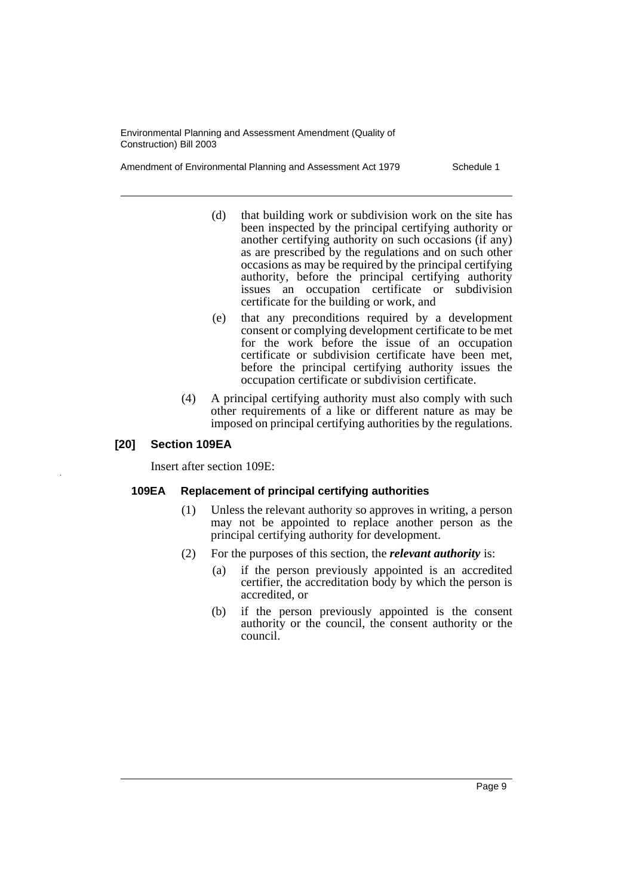(d) that building work or subdivision work on the site has been inspected by the principal certifying authority or another certifying authority on such occasions (if any) as are prescribed by the regulations and on such other occasions as may be required by the principal certifying authority, before the principal certifying authority issues an occupation certificate or subdivision certificate for the building or work, and

(e) that any preconditions required by a development consent or complying development certificate to be met for the work before the issue of an occupation certificate or subdivision certificate have been met, before the principal certifying authority issues the occupation certificate or subdivision certificate.

(4) A principal certifying authority must also comply with such other requirements of a like or different nature as may be imposed on principal certifying authorities by the regulations.

### [20] Section 109EA

Insert after section 109E:

#### 109EA Replacement of principal certifying authorities

(1) Unless the relevant authority so approves in writing, a person may not be appointed to replace another person as the principal certifying authority for development.

(2) For the purposes of this section, the ***relevant authority*** is:

(a) if the person previously appointed is an accredited certifier, the accreditation body by which the person is accredited, or

(b) if the person previously appointed is the consent authority or the council, the consent authority or the council.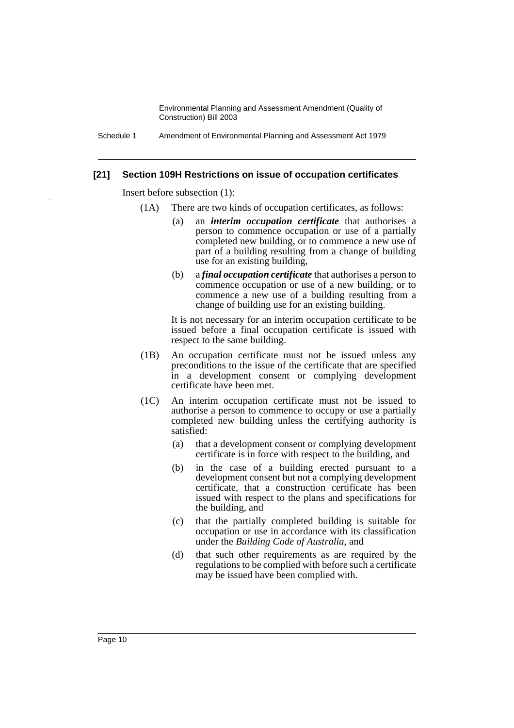### [21] Section 109H Restrictions on issue of occupation certificates

Insert before subsection (1):

(1A) There are two kinds of occupation certificates, as follows:

- (a) an ***interim occupation certificate*** that authorises a person to commence occupation or use of a partially completed new building, or to commence a new use of part of a building resulting from a change of building use for an existing building,
- (b) a ***final occupation certificate*** that authorises a person to commence occupation or use of a new building, or to commence a new use of a building resulting from a change of building use for an existing building.

It is not necessary for an interim occupation certificate to be issued before a final occupation certificate is issued with respect to the same building.

(1B) An occupation certificate must not be issued unless any preconditions to the issue of the certificate that are specified in a development consent or complying development certificate have been met.

(1C) An interim occupation certificate must not be issued to authorise a person to commence to occupy or use a partially completed new building unless the certifying authority is satisfied:

- (a) that a development consent or complying development certificate is in force with respect to the building, and
- (b) in the case of a building erected pursuant to a development consent but not a complying development certificate, that a construction certificate has been issued with respect to the plans and specifications for the building, and
- (c) that the partially completed building is suitable for occupation or use in accordance with its classification under the *Building Code of Australia*, and
- (d) that such other requirements as are required by the regulations to be complied with before such a certificate may be issued have been complied with.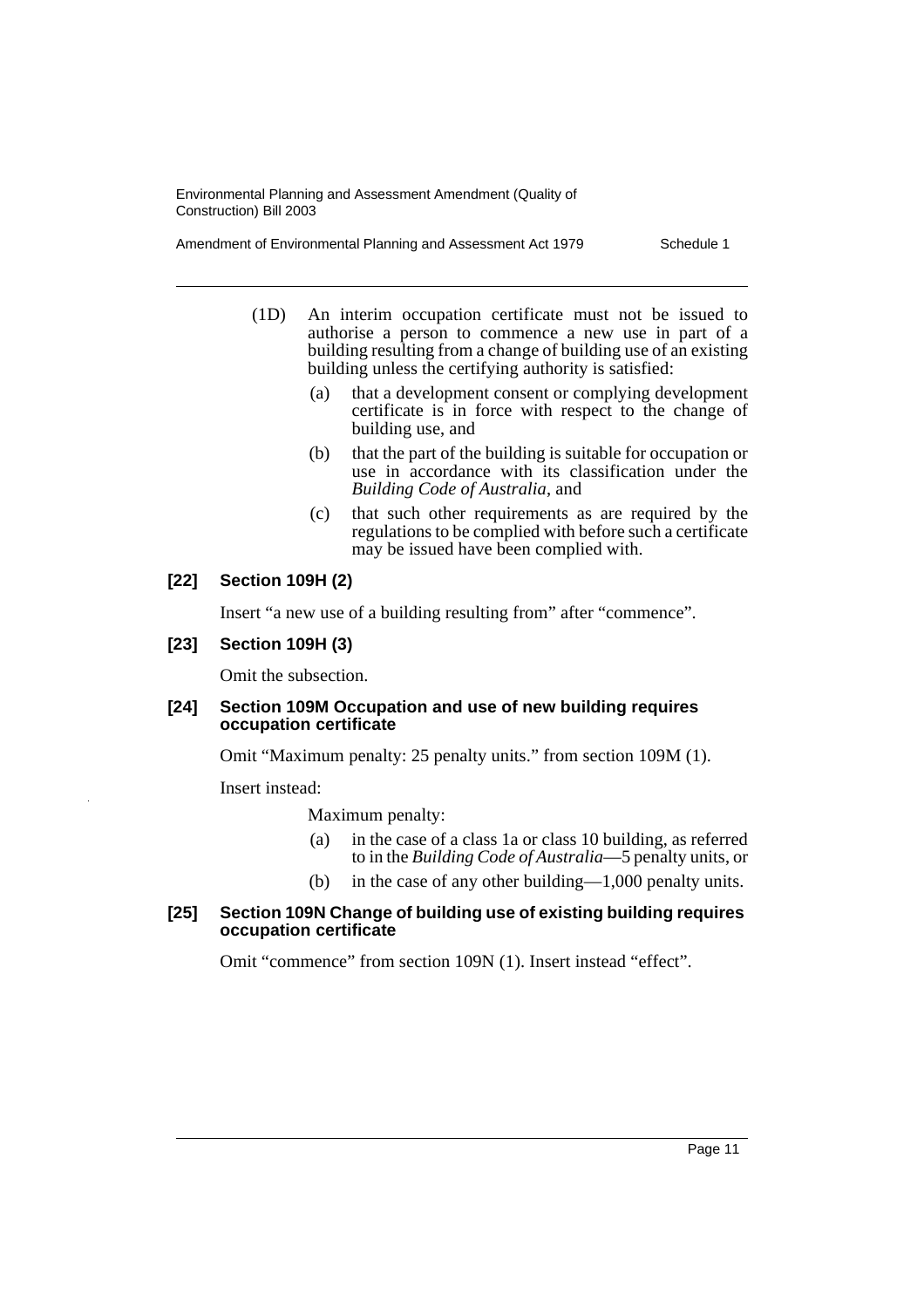(1D) An interim occupation certificate must not be issued to authorise a person to commence a new use in part of a building resulting from a change of building use of an existing building unless the certifying authority is satisfied:

(a) that a development consent or complying development certificate is in force with respect to the change of building use, and

(b) that the part of the building is suitable for occupation or use in accordance with its classification under the *Building Code of Australia*, and

(c) that such other requirements as are required by the regulations to be complied with before such a certificate may be issued have been complied with.

**[22] Section 109H (2)**

Insert "a new use of a building resulting from" after "commence".

**[23] Section 109H (3)**

Omit the subsection.

**[24] Section 109M Occupation and use of new building requires occupation certificate**

Omit "Maximum penalty: 25 penalty units." from section 109M (1).

Insert instead:

Maximum penalty:

(a) in the case of a class 1a or class 10 building, as referred to in the *Building Code of Australia*—5 penalty units, or

(b) in the case of any other building—1,000 penalty units.

**[25] Section 109N Change of building use of existing building requires occupation certificate**

Omit "commence" from section 109N (1). Insert instead "effect".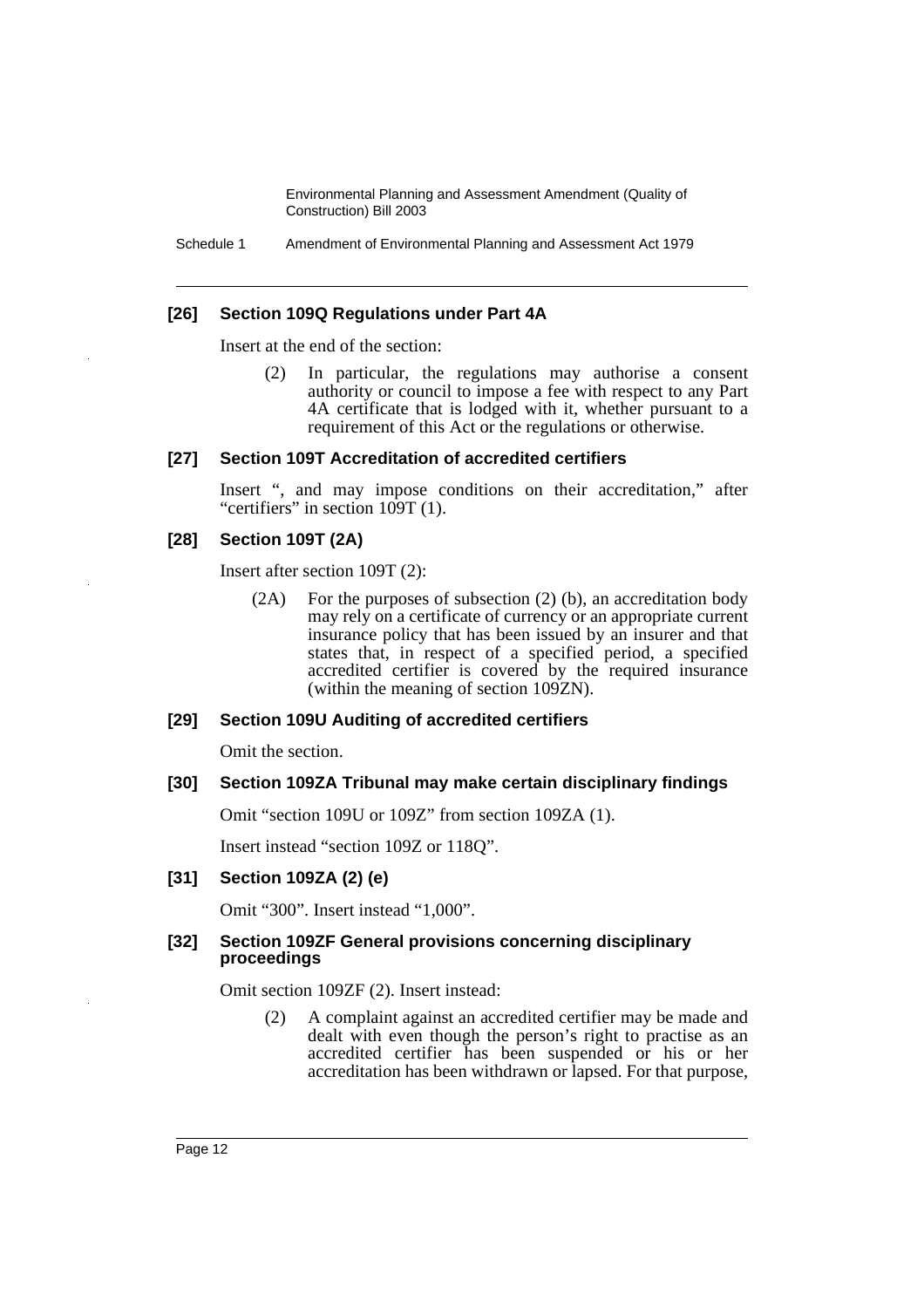### [26] Section 109Q Regulations under Part 4A

Insert at the end of the section:

> (2) In particular, the regulations may authorise a consent authority or council to impose a fee with respect to any Part 4A certificate that is lodged with it, whether pursuant to a requirement of this Act or the regulations or otherwise.

### [27] Section 109T Accreditation of accredited certifiers

Insert ", and may impose conditions on their accreditation," after "certifiers" in section 109T (1).

### [28] Section 109T (2A)

Insert after section 109T (2):

> (2A) For the purposes of subsection (2) (b), an accreditation body may rely on a certificate of currency or an appropriate current insurance policy that has been issued by an insurer and that states that, in respect of a specified period, a specified accredited certifier is covered by the required insurance (within the meaning of section 109ZN).

### [29] Section 109U Auditing of accredited certifiers

Omit the section.

### [30] Section 109ZA Tribunal may make certain disciplinary findings

Omit "section 109U or 109Z" from section 109ZA (1).

Insert instead "section 109Z or 118Q".

### [31] Section 109ZA (2) (e)

Omit "300". Insert instead "1,000".

### [32] Section 109ZF General provisions concerning disciplinary proceedings

Omit section 109ZF (2). Insert instead:

> (2) A complaint against an accredited certifier may be made and dealt with even though the person's right to practise as an accredited certifier has been suspended or his or her accreditation has been withdrawn or lapsed. For that purpose,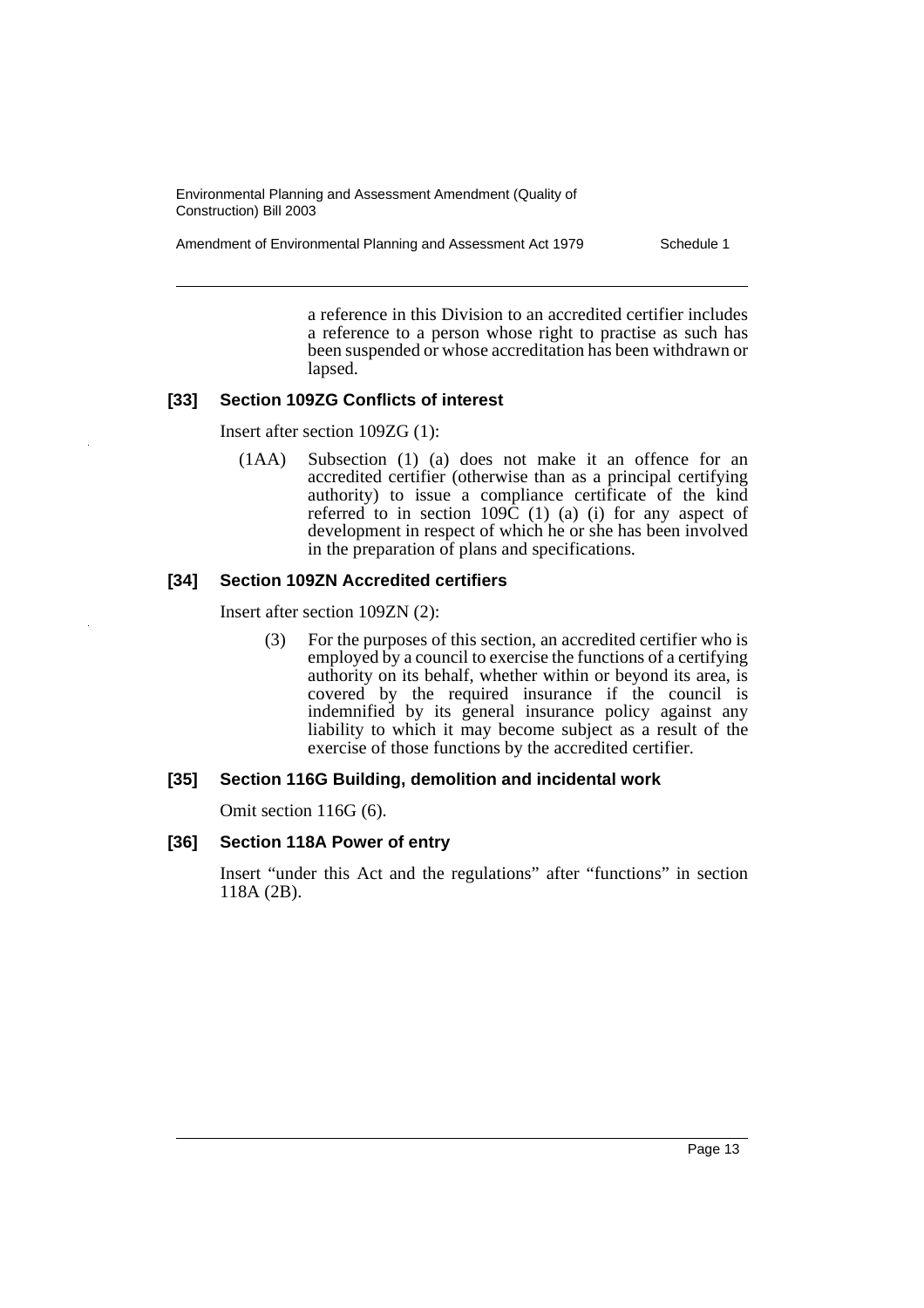a reference in this Division to an accredited certifier includes a reference to a person whose right to practise as such has been suspended or whose accreditation has been withdrawn or lapsed.

### [33] Section 109ZG Conflicts of interest

Insert after section 109ZG (1):

(1AA) Subsection (1) (a) does not make it an offence for an accredited certifier (otherwise than as a principal certifying authority) to issue a compliance certificate of the kind referred to in section 109C (1) (a) (i) for any aspect of development in respect of which he or she has been involved in the preparation of plans and specifications.

### [34] Section 109ZN Accredited certifiers

Insert after section 109ZN (2):

(3) For the purposes of this section, an accredited certifier who is employed by a council to exercise the functions of a certifying authority on its behalf, whether within or beyond its area, is covered by the required insurance if the council is indemnified by its general insurance policy against any liability to which it may become subject as a result of the exercise of those functions by the accredited certifier.

### [35] Section 116G Building, demolition and incidental work

Omit section 116G (6).

### [36] Section 118A Power of entry

Insert "under this Act and the regulations" after "functions" in section 118A (2B).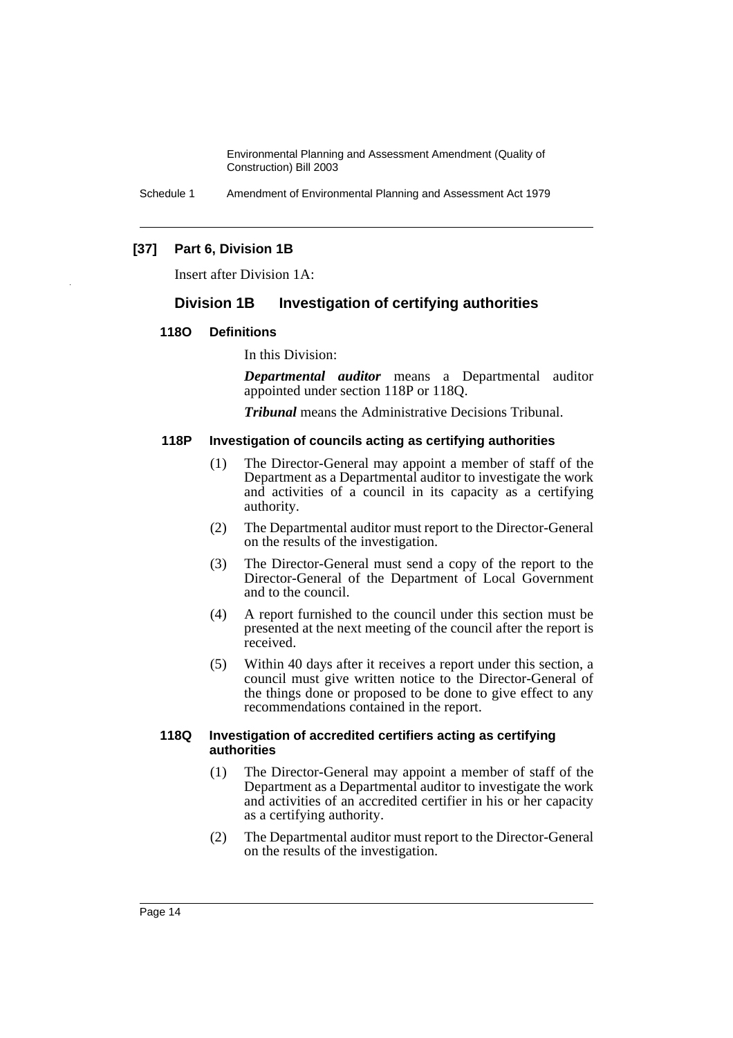**[37] Part 6, Division 1B**

Insert after Division 1A:

## Division 1B Investigation of certifying authorities

### 118O Definitions

In this Division:

***Departmental auditor*** means a Departmental auditor appointed under section 118P or 118Q.

***Tribunal*** means the Administrative Decisions Tribunal.

### 118P Investigation of councils acting as certifying authorities

(1) The Director-General may appoint a member of staff of the Department as a Departmental auditor to investigate the work and activities of a council in its capacity as a certifying authority.

(2) The Departmental auditor must report to the Director-General on the results of the investigation.

(3) The Director-General must send a copy of the report to the Director-General of the Department of Local Government and to the council.

(4) A report furnished to the council under this section must be presented at the next meeting of the council after the report is received.

(5) Within 40 days after it receives a report under this section, a council must give written notice to the Director-General of the things done or proposed to be done to give effect to any recommendations contained in the report.

### 118Q Investigation of accredited certifiers acting as certifying authorities

(1) The Director-General may appoint a member of staff of the Department as a Departmental auditor to investigate the work and activities of an accredited certifier in his or her capacity as a certifying authority.

(2) The Departmental auditor must report to the Director-General on the results of the investigation.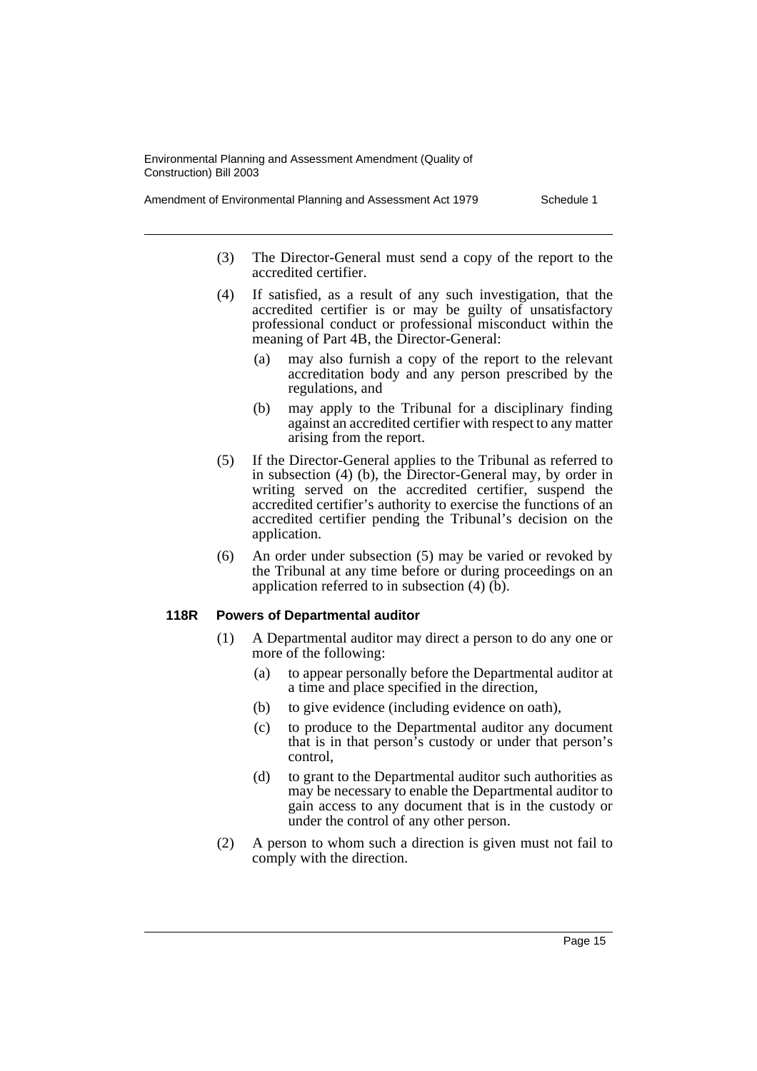(3) The Director-General must send a copy of the report to the accredited certifier.

(4) If satisfied, as a result of any such investigation, that the accredited certifier is or may be guilty of unsatisfactory professional conduct or professional misconduct within the meaning of Part 4B, the Director-General:

(a) may also furnish a copy of the report to the relevant accreditation body and any person prescribed by the regulations, and

(b) may apply to the Tribunal for a disciplinary finding against an accredited certifier with respect to any matter arising from the report.

(5) If the Director-General applies to the Tribunal as referred to in subsection (4) (b), the Director-General may, by order in writing served on the accredited certifier, suspend the accredited certifier's authority to exercise the functions of an accredited certifier pending the Tribunal's decision on the application.

(6) An order under subsection (5) may be varied or revoked by the Tribunal at any time before or during proceedings on an application referred to in subsection (4) (b).

**118R Powers of Departmental auditor**

(1) A Departmental auditor may direct a person to do any one or more of the following:

(a) to appear personally before the Departmental auditor at a time and place specified in the direction,

(b) to give evidence (including evidence on oath),

(c) to produce to the Departmental auditor any document that is in that person's custody or under that person's control,

(d) to grant to the Departmental auditor such authorities as may be necessary to enable the Departmental auditor to gain access to any document that is in the custody or under the control of any other person.

(2) A person to whom such a direction is given must not fail to comply with the direction.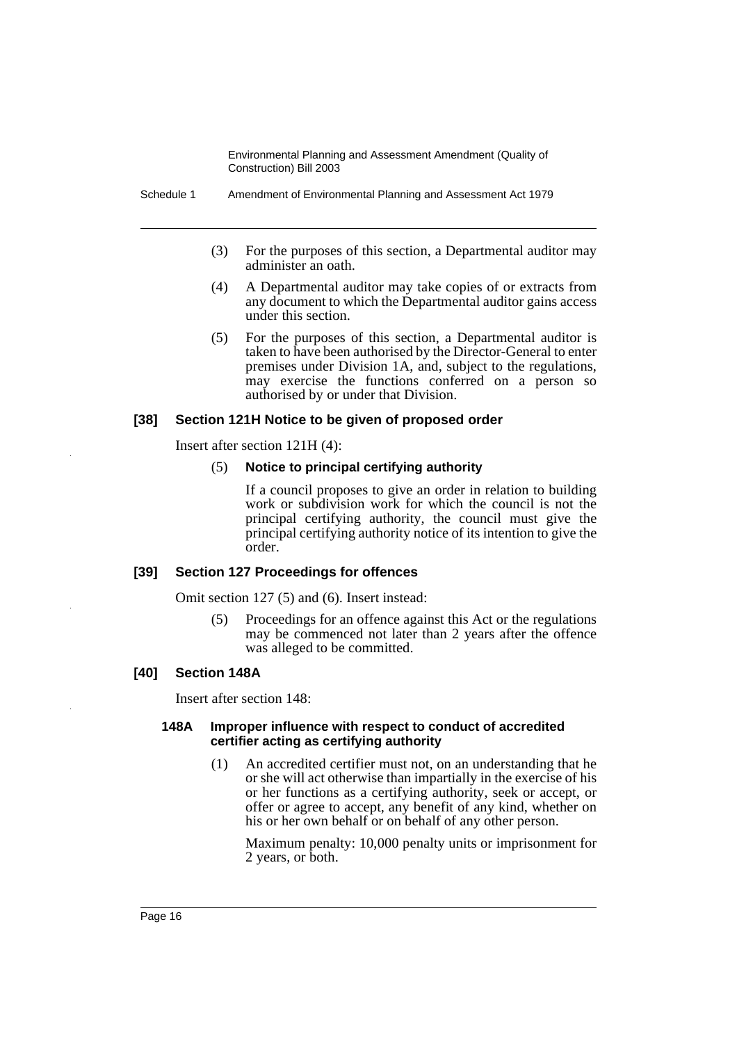(3) For the purposes of this section, a Departmental auditor may administer an oath.

(4) A Departmental auditor may take copies of or extracts from any document to which the Departmental auditor gains access under this section.

(5) For the purposes of this section, a Departmental auditor is taken to have been authorised by the Director-General to enter premises under Division 1A, and, subject to the regulations, may exercise the functions conferred on a person so authorised by or under that Division.

### [38] Section 121H Notice to be given of proposed order

Insert after section 121H (4):

(5) **Notice to principal certifying authority**

If a council proposes to give an order in relation to building work or subdivision work for which the council is not the principal certifying authority, the council must give the principal certifying authority notice of its intention to give the order.

### [39] Section 127 Proceedings for offences

Omit section 127 (5) and (6). Insert instead:

(5) Proceedings for an offence against this Act or the regulations may be commenced not later than 2 years after the offence was alleged to be committed.

### [40] Section 148A

Insert after section 148:

#### 148A Improper influence with respect to conduct of accredited certifier acting as certifying authority

(1) An accredited certifier must not, on an understanding that he or she will act otherwise than impartially in the exercise of his or her functions as a certifying authority, seek or accept, or offer or agree to accept, any benefit of any kind, whether on his or her own behalf or on behalf of any other person.

Maximum penalty: 10,000 penalty units or imprisonment for 2 years, or both.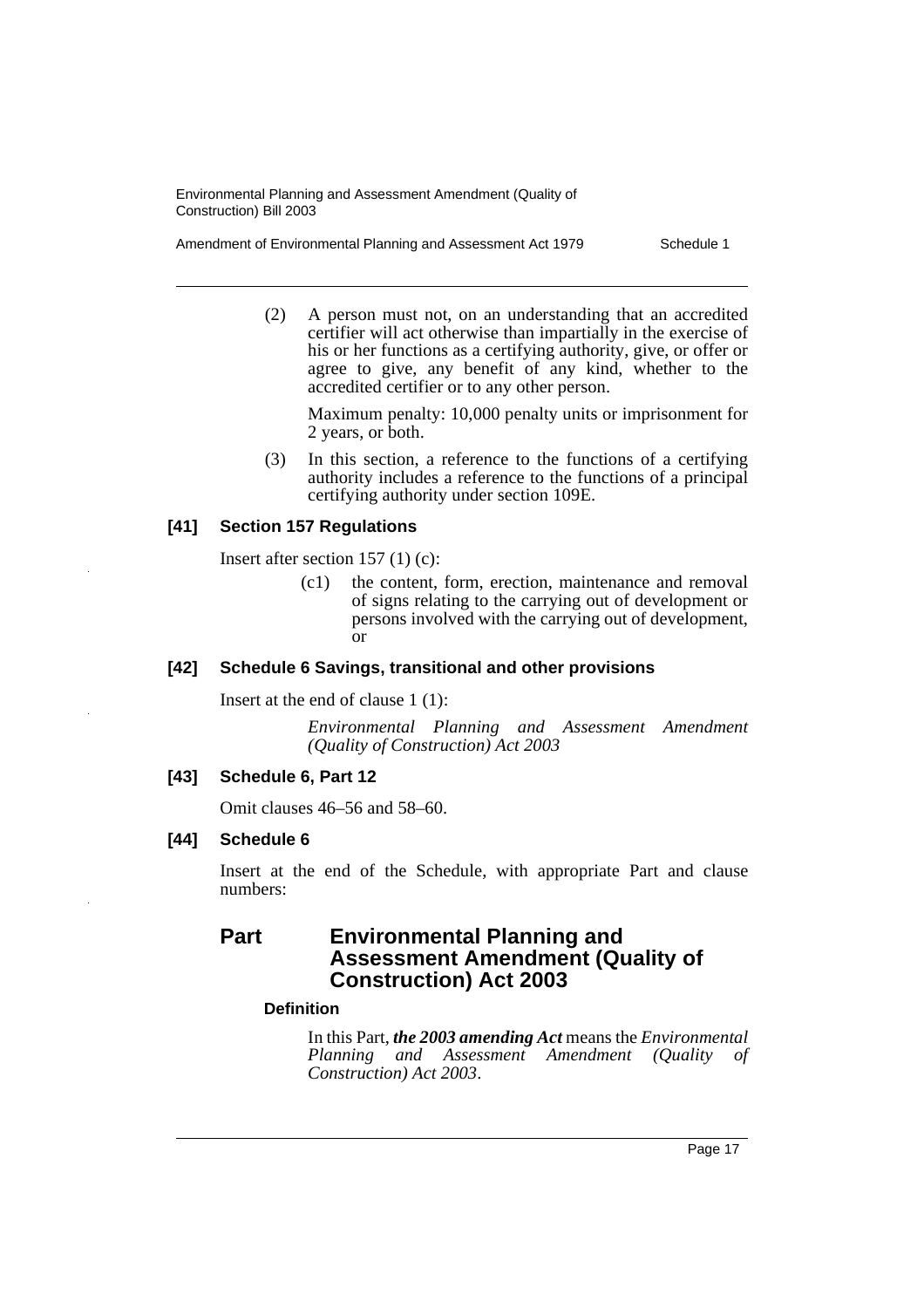(2) A person must not, on an understanding that an accredited certifier will act otherwise than impartially in the exercise of his or her functions as a certifying authority, give, or offer or agree to give, any benefit of any kind, whether to the accredited certifier or to any other person.

Maximum penalty: 10,000 penalty units or imprisonment for 2 years, or both.

(3) In this section, a reference to the functions of a certifying authority includes a reference to the functions of a principal certifying authority under section 109E.

### [41] Section 157 Regulations

Insert after section 157 (1) (c):

(c1) the content, form, erection, maintenance and removal of signs relating to the carrying out of development or persons involved with the carrying out of development, or

### [42] Schedule 6 Savings, transitional and other provisions

Insert at the end of clause 1 (1):

*Environmental Planning and Assessment Amendment (Quality of Construction) Act 2003*

### [43] Schedule 6, Part 12

Omit clauses 46–56 and 58–60.

### [44] Schedule 6

Insert at the end of the Schedule, with appropriate Part and clause numbers:

## Part Environmental Planning and Assessment Amendment (Quality of Construction) Act 2003

#### Definition

In this Part, ***the 2003 amending Act*** means the *Environmental Planning and Assessment Amendment (Quality of Construction) Act 2003*.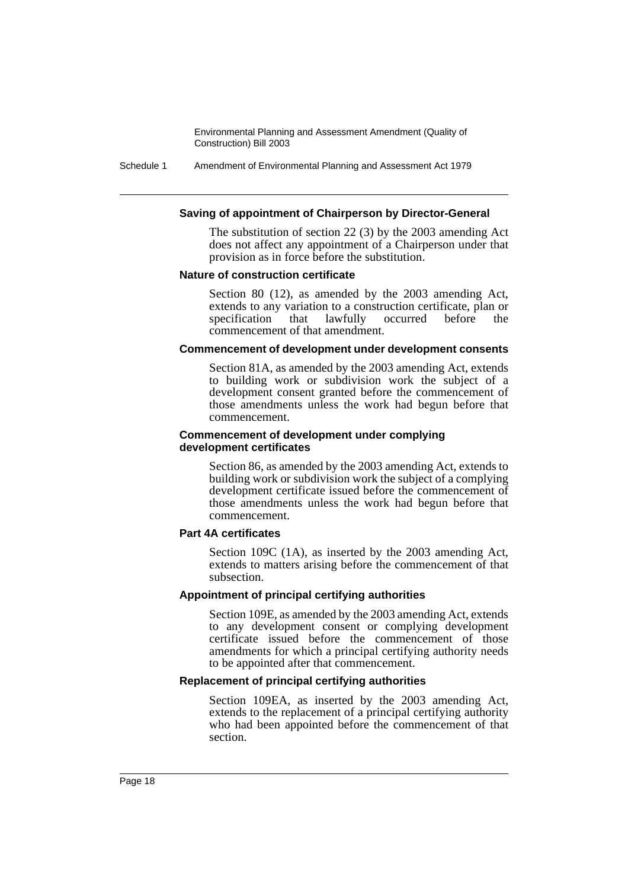#### Saving of appointment of Chairperson by Director-General

The substitution of section 22 (3) by the 2003 amending Act does not affect any appointment of a Chairperson under that provision as in force before the substitution.

#### Nature of construction certificate

Section 80 (12), as amended by the 2003 amending Act, extends to any variation to a construction certificate, plan or specification that lawfully occurred before the commencement of that amendment.

#### Commencement of development under development consents

Section 81A, as amended by the 2003 amending Act, extends to building work or subdivision work the subject of a development consent granted before the commencement of those amendments unless the work had begun before that commencement.

#### Commencement of development under complying development certificates

Section 86, as amended by the 2003 amending Act, extends to building work or subdivision work the subject of a complying development certificate issued before the commencement of those amendments unless the work had begun before that commencement.

#### Part 4A certificates

Section 109C (1A), as inserted by the 2003 amending Act, extends to matters arising before the commencement of that subsection.

#### Appointment of principal certifying authorities

Section 109E, as amended by the 2003 amending Act, extends to any development consent or complying development certificate issued before the commencement of those amendments for which a principal certifying authority needs to be appointed after that commencement.

#### Replacement of principal certifying authorities

Section 109EA, as inserted by the 2003 amending Act, extends to the replacement of a principal certifying authority who had been appointed before the commencement of that section.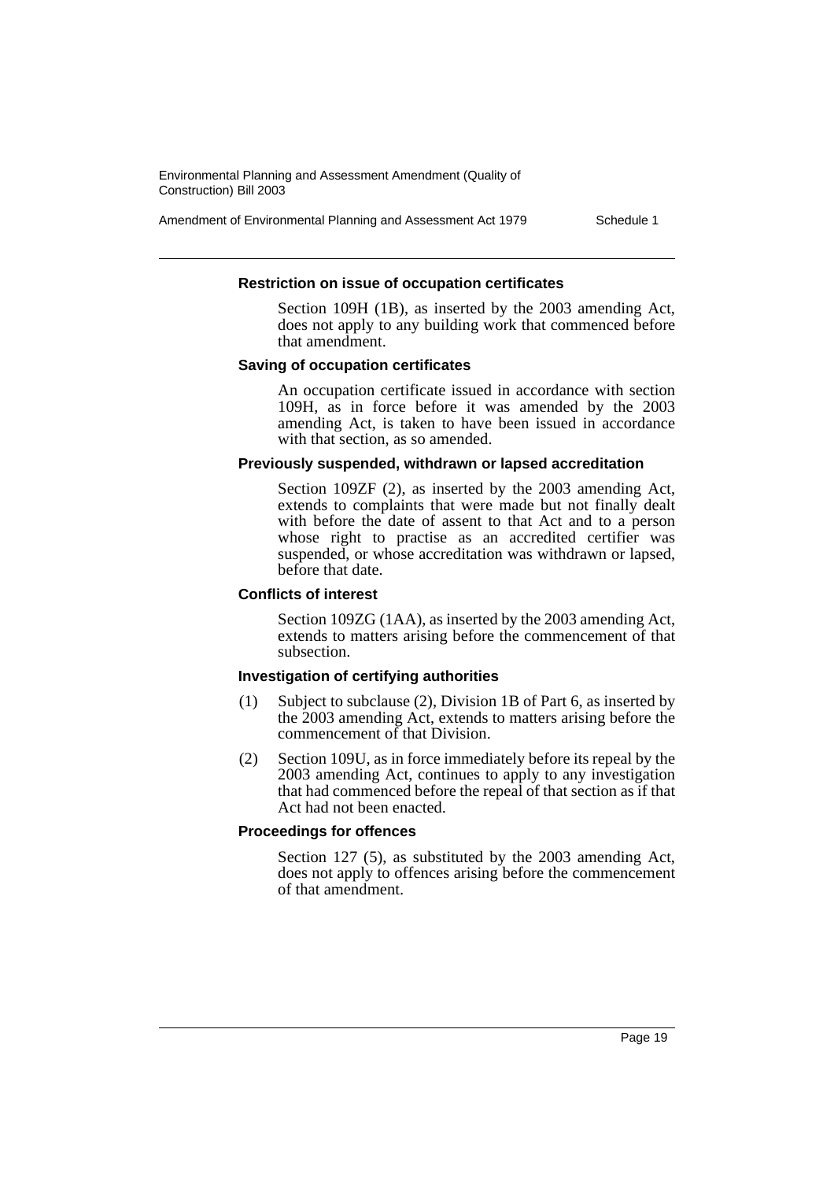#### Restriction on issue of occupation certificates

Section 109H (1B), as inserted by the 2003 amending Act, does not apply to any building work that commenced before that amendment.

#### Saving of occupation certificates

An occupation certificate issued in accordance with section 109H, as in force before it was amended by the 2003 amending Act, is taken to have been issued in accordance with that section, as so amended.

#### Previously suspended, withdrawn or lapsed accreditation

Section 109ZF (2), as inserted by the 2003 amending Act, extends to complaints that were made but not finally dealt with before the date of assent to that Act and to a person whose right to practise as an accredited certifier was suspended, or whose accreditation was withdrawn or lapsed, before that date.

#### Conflicts of interest

Section 109ZG (1AA), as inserted by the 2003 amending Act, extends to matters arising before the commencement of that subsection.

#### Investigation of certifying authorities

(1) Subject to subclause (2), Division 1B of Part 6, as inserted by the 2003 amending Act, extends to matters arising before the commencement of that Division.

(2) Section 109U, as in force immediately before its repeal by the 2003 amending Act, continues to apply to any investigation that had commenced before the repeal of that section as if that Act had not been enacted.

#### Proceedings for offences

Section 127 (5), as substituted by the 2003 amending Act, does not apply to offences arising before the commencement of that amendment.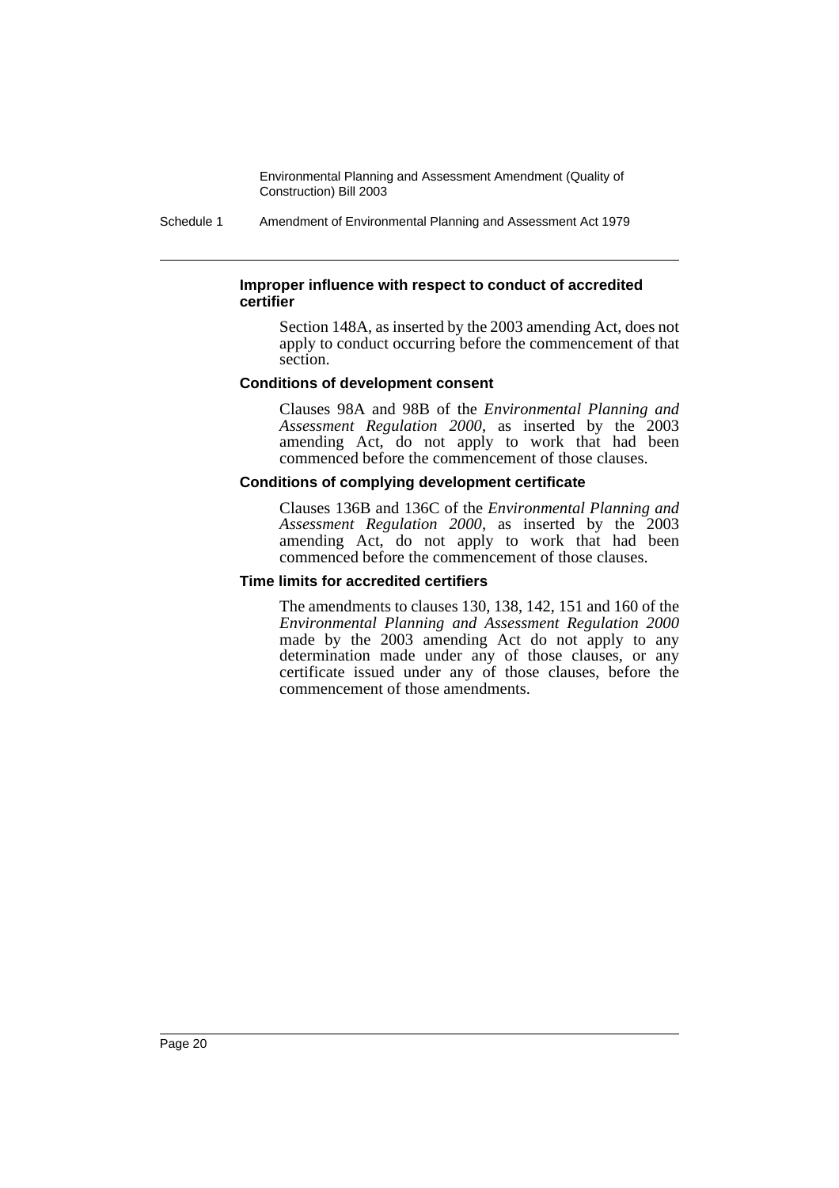**Improper influence with respect to conduct of accredited certifier**

Section 148A, as inserted by the 2003 amending Act, does not apply to conduct occurring before the commencement of that section.

**Conditions of development consent**

Clauses 98A and 98B of the *Environmental Planning and Assessment Regulation 2000*, as inserted by the 2003 amending Act, do not apply to work that had been commenced before the commencement of those clauses.

**Conditions of complying development certificate**

Clauses 136B and 136C of the *Environmental Planning and Assessment Regulation 2000*, as inserted by the 2003 amending Act, do not apply to work that had been commenced before the commencement of those clauses.

**Time limits for accredited certifiers**

The amendments to clauses 130, 138, 142, 151 and 160 of the *Environmental Planning and Assessment Regulation 2000* made by the 2003 amending Act do not apply to any determination made under any of those clauses, or any certificate issued under any of those clauses, before the commencement of those amendments.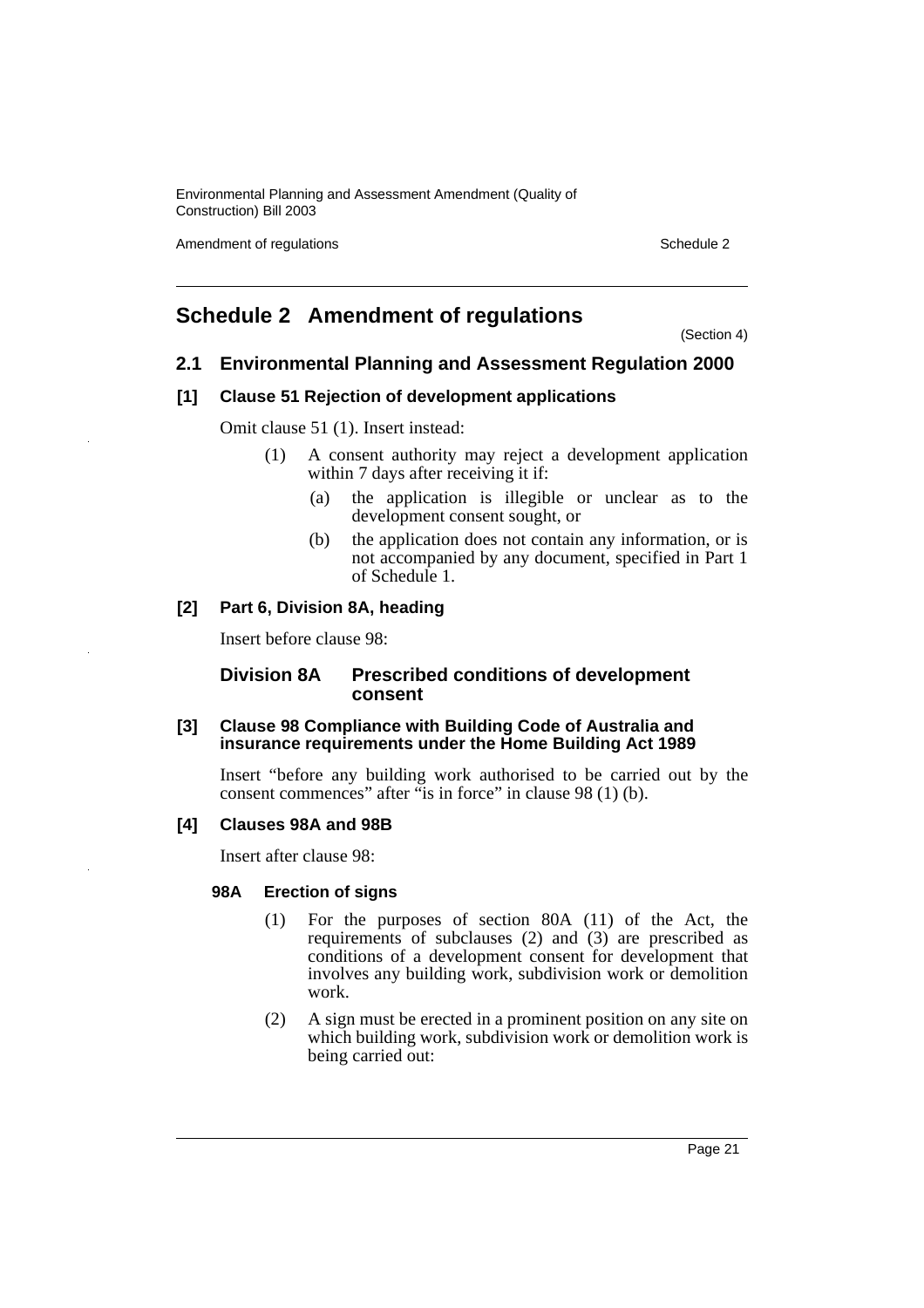# Schedule 2 Amendment of regulations

(Section 4)

## 2.1 Environmental Planning and Assessment Regulation 2000

### [1] Clause 51 Rejection of development applications

Omit clause 51 (1). Insert instead:

(1) A consent authority may reject a development application within 7 days after receiving it if:

(a) the application is illegible or unclear as to the development consent sought, or

(b) the application does not contain any information, or is not accompanied by any document, specified in Part 1 of Schedule 1.

### [2] Part 6, Division 8A, heading

Insert before clause 98:

**Division 8A Prescribed conditions of development consent**

### [3] Clause 98 Compliance with Building Code of Australia and insurance requirements under the Home Building Act 1989

Insert "before any building work authorised to be carried out by the consent commences" after "is in force" in clause 98 (1) (b).

### [4] Clauses 98A and 98B

Insert after clause 98:

**98A Erection of signs**

(1) For the purposes of section 80A (11) of the Act, the requirements of subclauses (2) and (3) are prescribed as conditions of a development consent for development that involves any building work, subdivision work or demolition work.

(2) A sign must be erected in a prominent position on any site on which building work, subdivision work or demolition work is being carried out: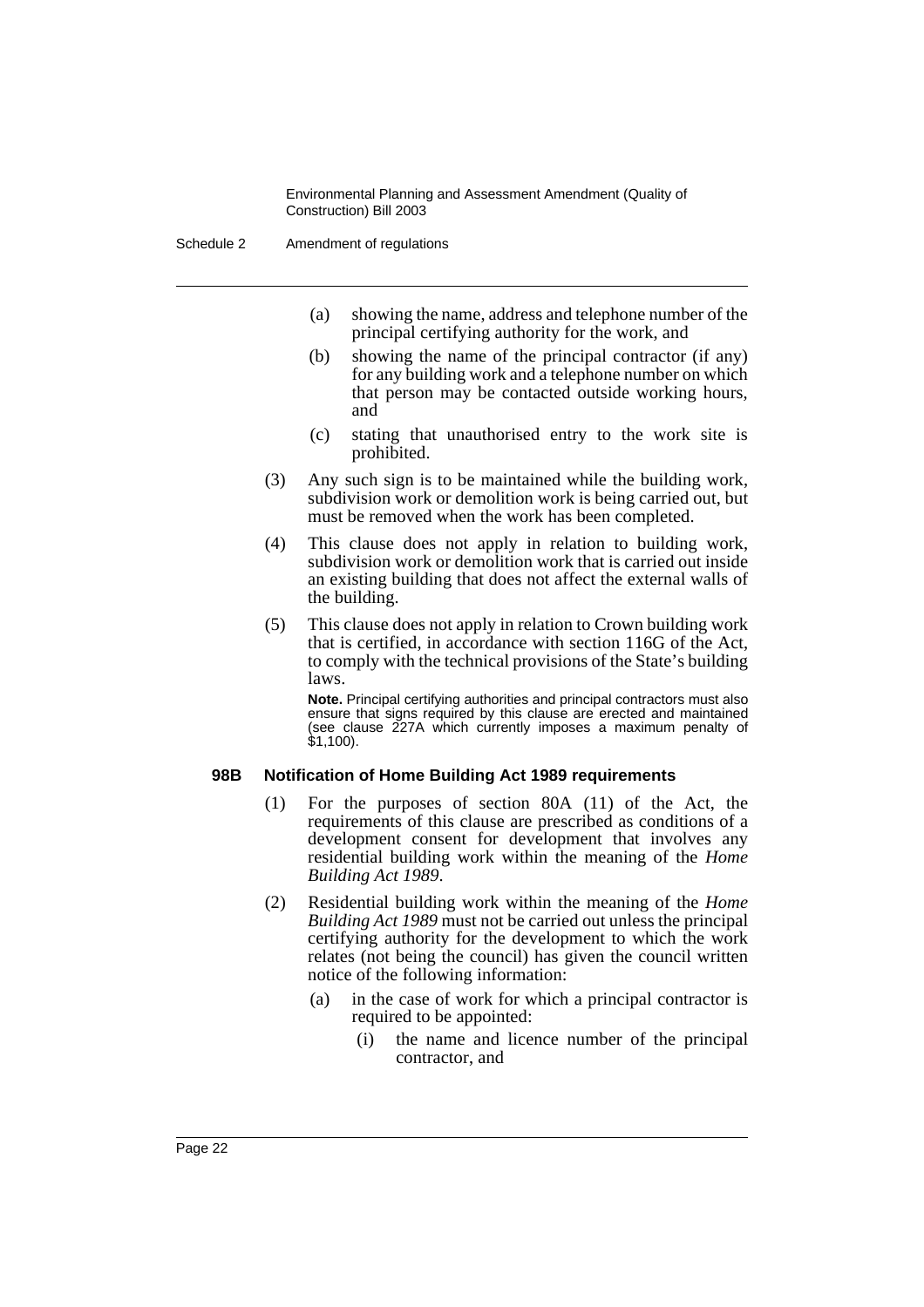(a) showing the name, address and telephone number of the principal certifying authority for the work, and

(b) showing the name of the principal contractor (if any) for any building work and a telephone number on which that person may be contacted outside working hours, and

(c) stating that unauthorised entry to the work site is prohibited.

(3) Any such sign is to be maintained while the building work, subdivision work or demolition work is being carried out, but must be removed when the work has been completed.

(4) This clause does not apply in relation to building work, subdivision work or demolition work that is carried out inside an existing building that does not affect the external walls of the building.

(5) This clause does not apply in relation to Crown building work that is certified, in accordance with section 116G of the Act, to comply with the technical provisions of the State's building laws.

**Note.** Principal certifying authorities and principal contractors must also ensure that signs required by this clause are erected and maintained (see clause 227A which currently imposes a maximum penalty of $1,100).

### 98B Notification of Home Building Act 1989 requirements

(1) For the purposes of section 80A (11) of the Act, the requirements of this clause are prescribed as conditions of a development consent for development that involves any residential building work within the meaning of the *Home Building Act 1989*.

(2) Residential building work within the meaning of the *Home Building Act 1989* must not be carried out unless the principal certifying authority for the development to which the work relates (not being the council) has given the council written notice of the following information:

(a) in the case of work for which a principal contractor is required to be appointed:

(i) the name and licence number of the principal contractor, and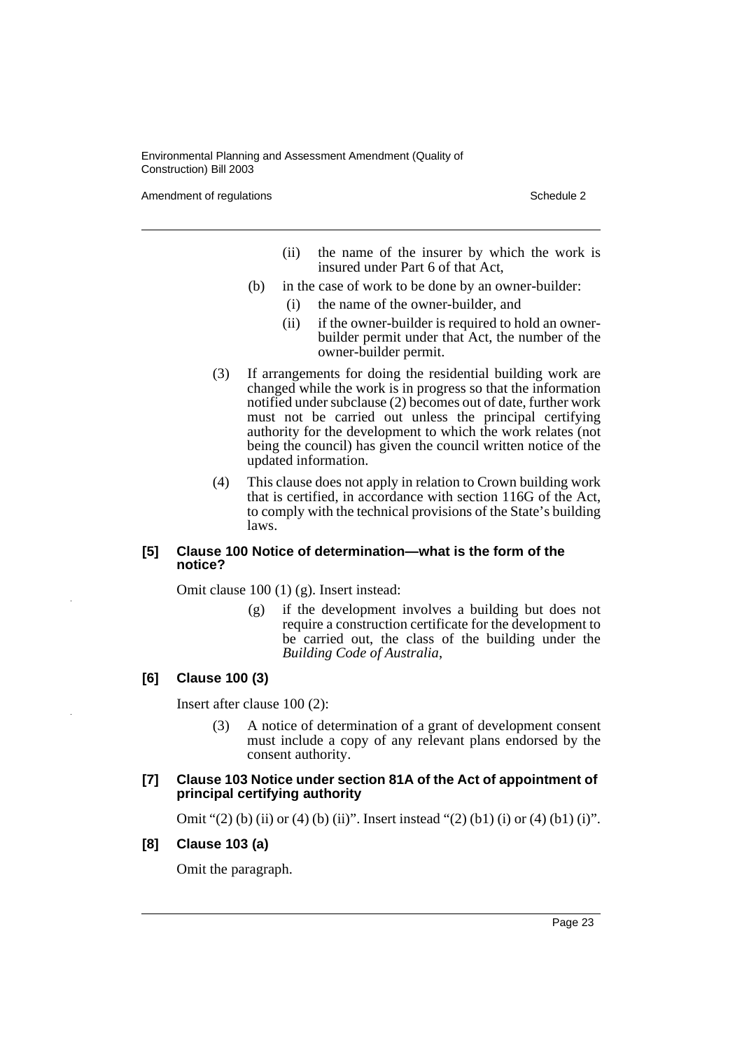(ii) the name of the insurer by which the work is insured under Part 6 of that Act,

(b) in the case of work to be done by an owner-builder:

(i) the name of the owner-builder, and

(ii) if the owner-builder is required to hold an owner-builder permit under that Act, the number of the owner-builder permit.

(3) If arrangements for doing the residential building work are changed while the work is in progress so that the information notified under subclause (2) becomes out of date, further work must not be carried out unless the principal certifying authority for the development to which the work relates (not being the council) has given the council written notice of the updated information.

(4) This clause does not apply in relation to Crown building work that is certified, in accordance with section 116G of the Act, to comply with the technical provisions of the State's building laws.

#### [5] Clause 100 Notice of determination—what is the form of the notice?

Omit clause 100 (1) (g). Insert instead:

(g) if the development involves a building but does not require a construction certificate for the development to be carried out, the class of the building under the *Building Code of Australia*,

#### [6] Clause 100 (3)

Insert after clause 100 (2):

(3) A notice of determination of a grant of development consent must include a copy of any relevant plans endorsed by the consent authority.

#### [7] Clause 103 Notice under section 81A of the Act of appointment of principal certifying authority

Omit "(2) (b) (ii) or (4) (b) (ii)". Insert instead "(2) (b1) (i) or (4) (b1) (i)".

#### [8] Clause 103 (a)

Omit the paragraph.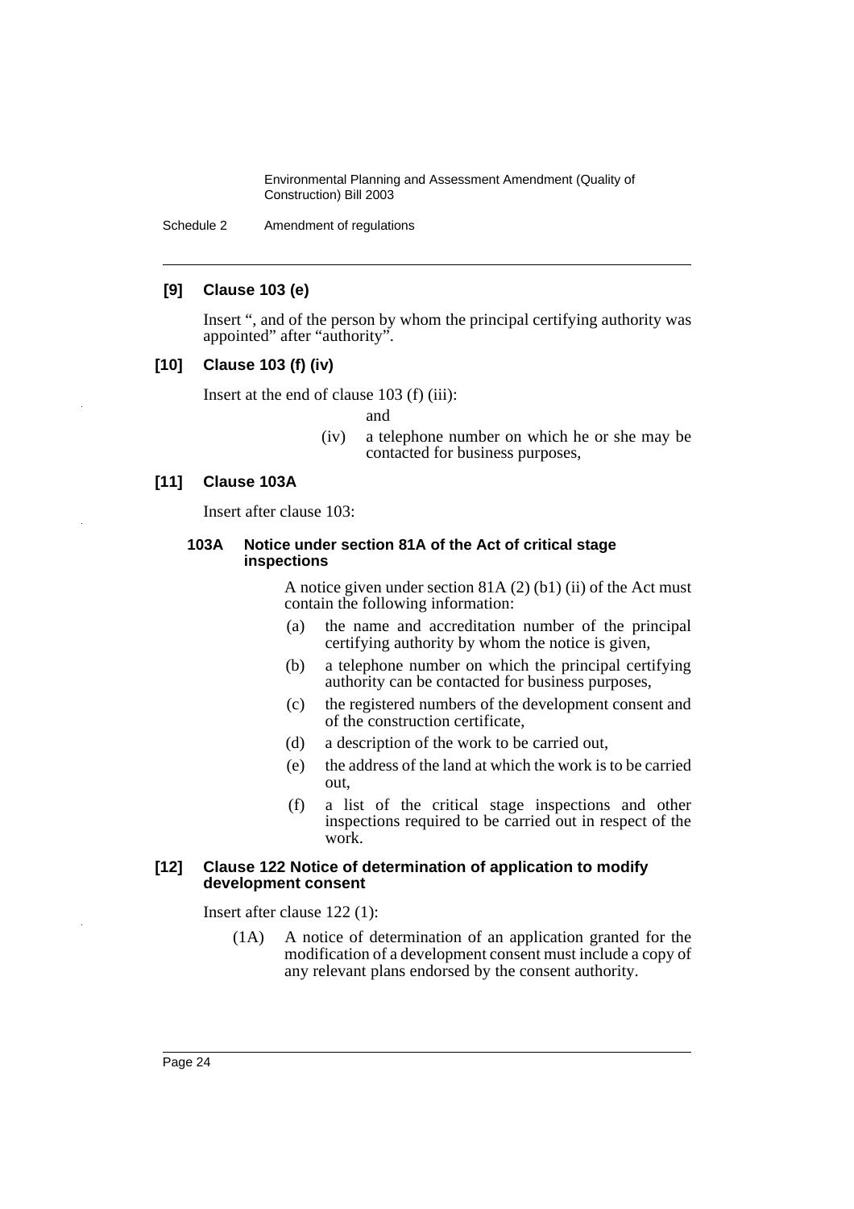**[9] Clause 103 (e)**

Insert ", and of the person by whom the principal certifying authority was appointed" after "authority".

**[10] Clause 103 (f) (iv)**

Insert at the end of clause 103 (f) (iii):

and

(iv) a telephone number on which he or she may be contacted for business purposes,

**[11] Clause 103A**

Insert after clause 103:

**103A Notice under section 81A of the Act of critical stage inspections**

A notice given under section 81A (2) (b1) (ii) of the Act must contain the following information:

(a) the name and accreditation number of the principal certifying authority by whom the notice is given,

(b) a telephone number on which the principal certifying authority can be contacted for business purposes,

(c) the registered numbers of the development consent and of the construction certificate,

(d) a description of the work to be carried out,

(e) the address of the land at which the work is to be carried out,

(f) a list of the critical stage inspections and other inspections required to be carried out in respect of the work.

**[12] Clause 122 Notice of determination of application to modify development consent**

Insert after clause 122 (1):

(1A) A notice of determination of an application granted for the modification of a development consent must include a copy of any relevant plans endorsed by the consent authority.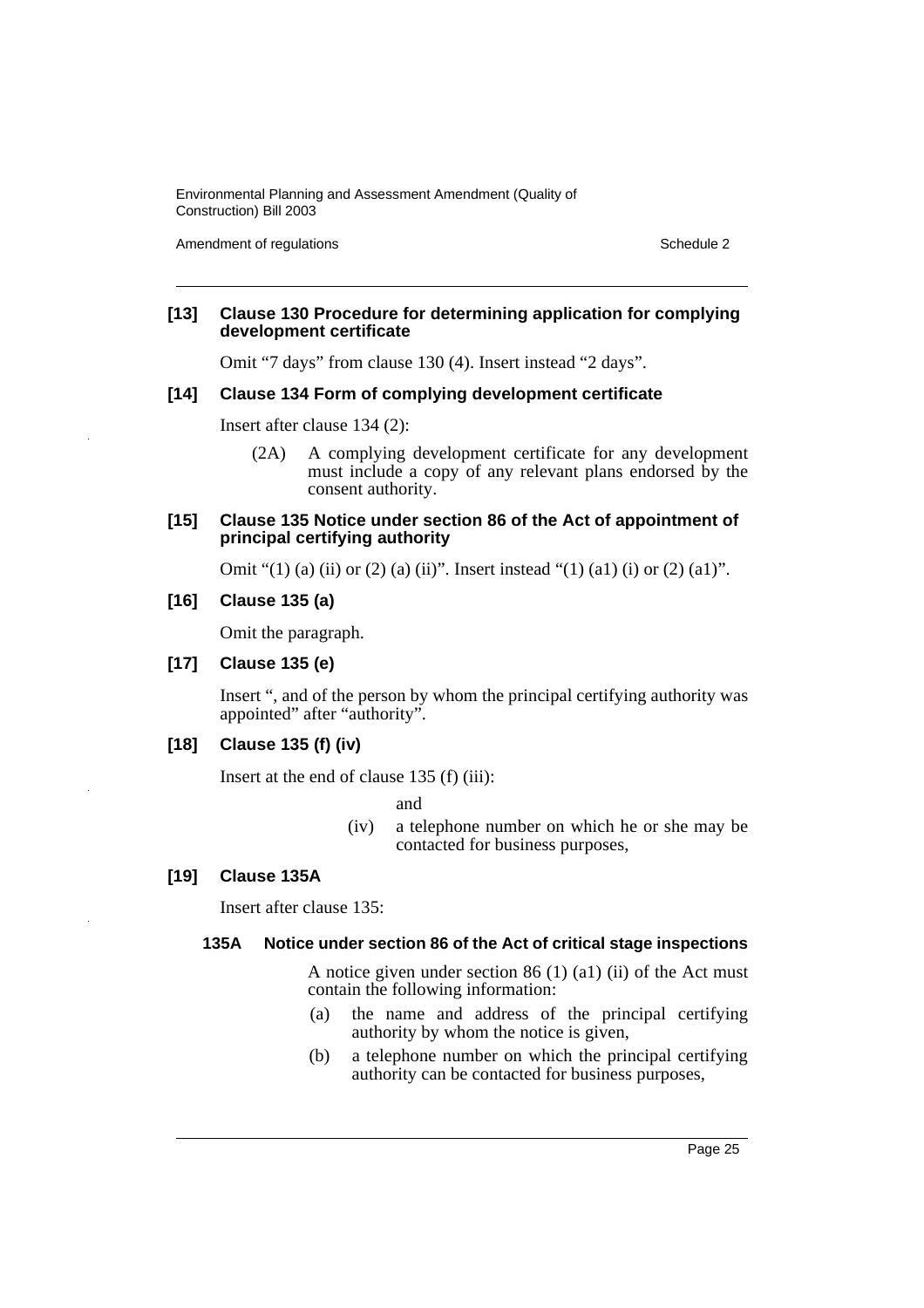**[13] Clause 130 Procedure for determining application for complying development certificate**

Omit "7 days" from clause 130 (4). Insert instead "2 days".

**[14] Clause 134 Form of complying development certificate**

Insert after clause 134 (2):

> (2A) A complying development certificate for any development must include a copy of any relevant plans endorsed by the consent authority.

**[15] Clause 135 Notice under section 86 of the Act of appointment of principal certifying authority**

Omit "(1) (a) (ii) or (2) (a) (ii)". Insert instead "(1) (a1) (i) or (2) (a1)".

**[16] Clause 135 (a)**

Omit the paragraph.

**[17] Clause 135 (e)**

Insert ", and of the person by whom the principal certifying authority was appointed" after "authority".

**[18] Clause 135 (f) (iv)**

Insert at the end of clause 135 (f) (iii):

> and
>
> (iv) a telephone number on which he or she may be contacted for business purposes,

**[19] Clause 135A**

Insert after clause 135:

**135A Notice under section 86 of the Act of critical stage inspections**

A notice given under section 86 (1) (a1) (ii) of the Act must contain the following information:

(a) the name and address of the principal certifying authority by whom the notice is given,

(b) a telephone number on which the principal certifying authority can be contacted for business purposes,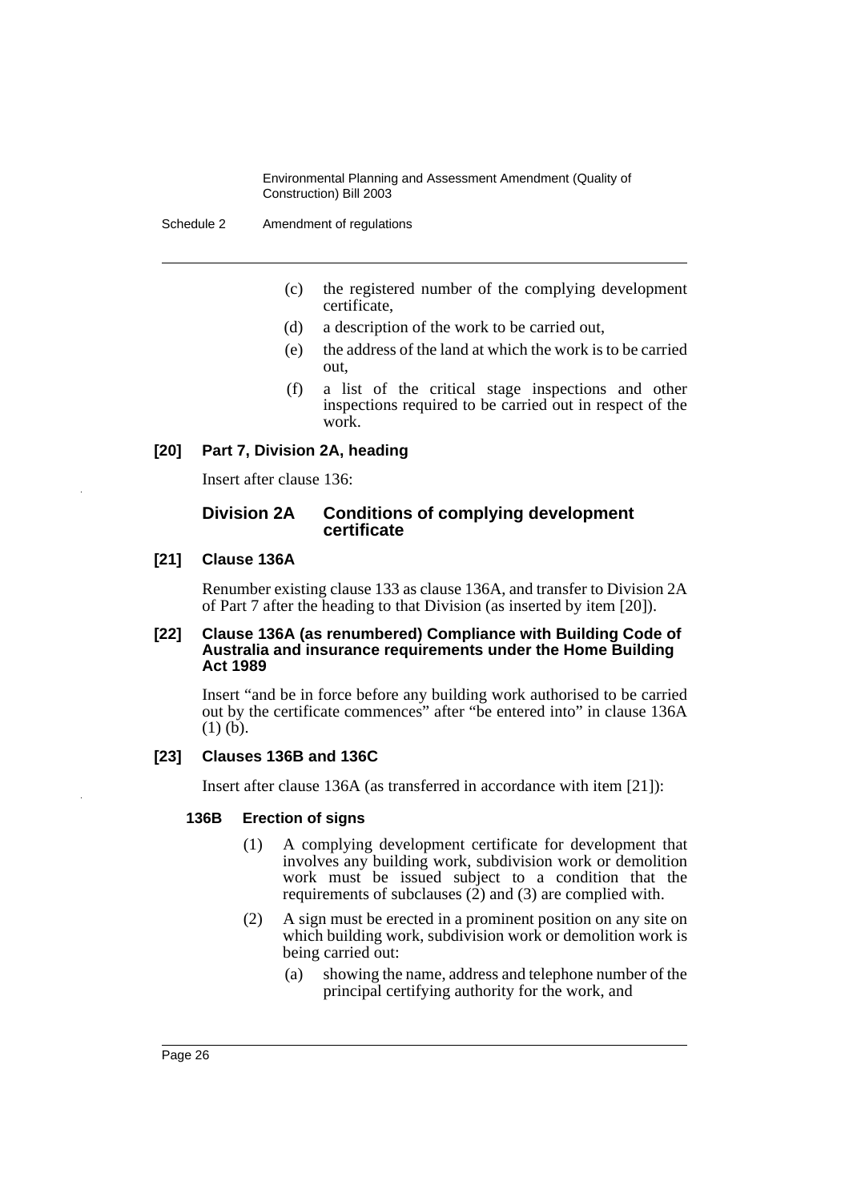(c) the registered number of the complying development certificate,

(d) a description of the work to be carried out,

(e) the address of the land at which the work is to be carried out,

(f) a list of the critical stage inspections and other inspections required to be carried out in respect of the work.

**[20] Part 7, Division 2A, heading**

Insert after clause 136:

### Division 2A Conditions of complying development certificate

**[21] Clause 136A**

Renumber existing clause 133 as clause 136A, and transfer to Division 2A of Part 7 after the heading to that Division (as inserted by item [20]).

**[22] Clause 136A (as renumbered) Compliance with Building Code of Australia and insurance requirements under the Home Building Act 1989**

Insert "and be in force before any building work authorised to be carried out by the certificate commences" after "be entered into" in clause 136A (1) (b).

**[23] Clauses 136B and 136C**

Insert after clause 136A (as transferred in accordance with item [21]):

**136B Erection of signs**

(1) A complying development certificate for development that involves any building work, subdivision work or demolition work must be issued subject to a condition that the requirements of subclauses (2) and (3) are complied with.

(2) A sign must be erected in a prominent position on any site on which building work, subdivision work or demolition work is being carried out:

(a) showing the name, address and telephone number of the principal certifying authority for the work, and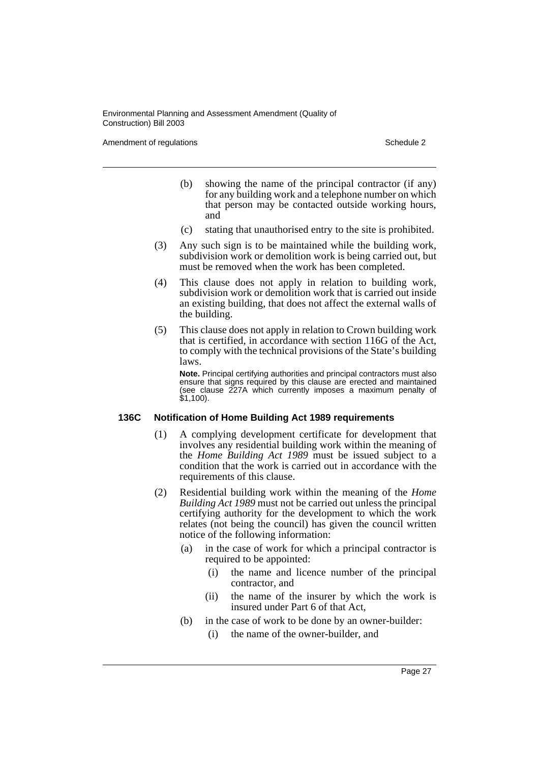(b) showing the name of the principal contractor (if any) for any building work and a telephone number on which that person may be contacted outside working hours, and

(c) stating that unauthorised entry to the site is prohibited.

(3) Any such sign is to be maintained while the building work, subdivision work or demolition work is being carried out, but must be removed when the work has been completed.

(4) This clause does not apply in relation to building work, subdivision work or demolition work that is carried out inside an existing building, that does not affect the external walls of the building.

(5) This clause does not apply in relation to Crown building work that is certified, in accordance with section 116G of the Act, to comply with the technical provisions of the State's building laws.

**Note.** Principal certifying authorities and principal contractors must also ensure that signs required by this clause are erected and maintained (see clause 227A which currently imposes a maximum penalty of $1,100).

### 136C Notification of Home Building Act 1989 requirements

(1) A complying development certificate for development that involves any residential building work within the meaning of the *Home Building Act 1989* must be issued subject to a condition that the work is carried out in accordance with the requirements of this clause.

(2) Residential building work within the meaning of the *Home Building Act 1989* must not be carried out unless the principal certifying authority for the development to which the work relates (not being the council) has given the council written notice of the following information:

(a) in the case of work for which a principal contractor is required to be appointed:

(i) the name and licence number of the principal contractor, and

(ii) the name of the insurer by which the work is insured under Part 6 of that Act,

(b) in the case of work to be done by an owner-builder:

(i) the name of the owner-builder, and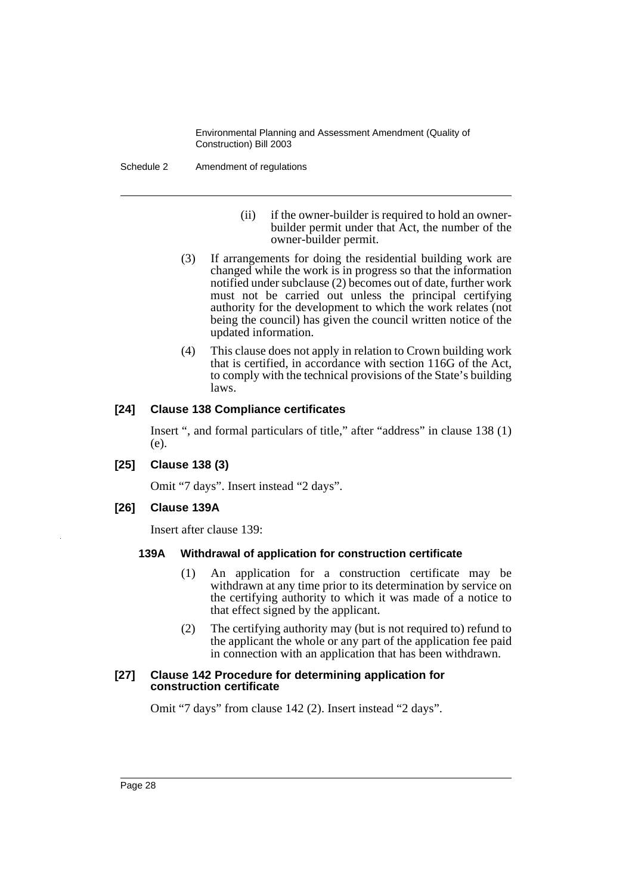(ii) if the owner-builder is required to hold an owner-builder permit under that Act, the number of the owner-builder permit.

(3) If arrangements for doing the residential building work are changed while the work is in progress so that the information notified under subclause (2) becomes out of date, further work must not be carried out unless the principal certifying authority for the development to which the work relates (not being the council) has given the council written notice of the updated information.

(4) This clause does not apply in relation to Crown building work that is certified, in accordance with section 116G of the Act, to comply with the technical provisions of the State's building laws.

**[24] Clause 138 Compliance certificates**

Insert ", and formal particulars of title," after "address" in clause 138 (1) (e).

**[25] Clause 138 (3)**

Omit "7 days". Insert instead "2 days".

**[26] Clause 139A**

Insert after clause 139:

**139A Withdrawal of application for construction certificate**

(1) An application for a construction certificate may be withdrawn at any time prior to its determination by service on the certifying authority to which it was made of a notice to that effect signed by the applicant.

(2) The certifying authority may (but is not required to) refund to the applicant the whole or any part of the application fee paid in connection with an application that has been withdrawn.

**[27] Clause 142 Procedure for determining application for construction certificate**

Omit "7 days" from clause 142 (2). Insert instead "2 days".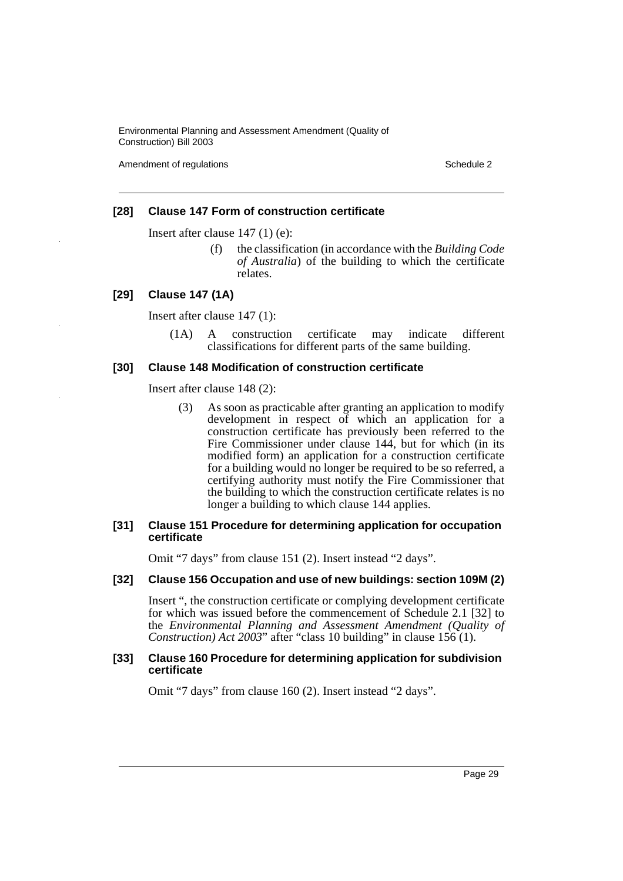**[28] Clause 147 Form of construction certificate**

Insert after clause 147 (1) (e):

> (f) the classification (in accordance with the *Building Code of Australia*) of the building to which the certificate relates.

**[29] Clause 147 (1A)**

Insert after clause 147 (1):

> (1A) A construction certificate may indicate different classifications for different parts of the same building.

**[30] Clause 148 Modification of construction certificate**

Insert after clause 148 (2):

> (3) As soon as practicable after granting an application to modify development in respect of which an application for a construction certificate has previously been referred to the Fire Commissioner under clause 144, but for which (in its modified form) an application for a construction certificate for a building would no longer be required to be so referred, a certifying authority must notify the Fire Commissioner that the building to which the construction certificate relates is no longer a building to which clause 144 applies.

**[31] Clause 151 Procedure for determining application for occupation certificate**

Omit "7 days" from clause 151 (2). Insert instead "2 days".

**[32] Clause 156 Occupation and use of new buildings: section 109M (2)**

Insert ", the construction certificate or complying development certificate for which was issued before the commencement of Schedule 2.1 [32] to the *Environmental Planning and Assessment Amendment (Quality of Construction) Act 2003*" after "class 10 building" in clause 156 (1).

**[33] Clause 160 Procedure for determining application for subdivision certificate**

Omit "7 days" from clause 160 (2). Insert instead "2 days".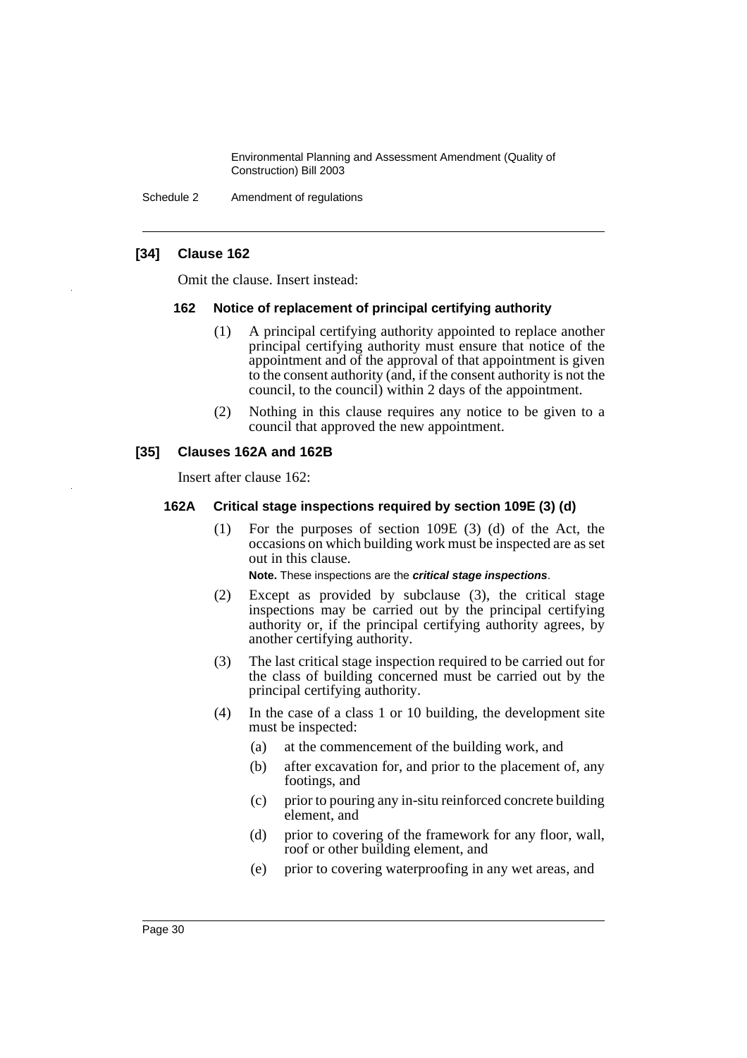### [34] Clause 162

Omit the clause. Insert instead:

#### 162 Notice of replacement of principal certifying authority

(1) A principal certifying authority appointed to replace another principal certifying authority must ensure that notice of the appointment and of the approval of that appointment is given to the consent authority (and, if the consent authority is not the council, to the council) within 2 days of the appointment.

(2) Nothing in this clause requires any notice to be given to a council that approved the new appointment.

### [35] Clauses 162A and 162B

Insert after clause 162:

#### 162A Critical stage inspections required by section 109E (3) (d)

(1) For the purposes of section 109E (3) (d) of the Act, the occasions on which building work must be inspected are as set out in this clause.

**Note.** These inspections are the ***critical stage inspections***.

(2) Except as provided by subclause (3), the critical stage inspections may be carried out by the principal certifying authority or, if the principal certifying authority agrees, by another certifying authority.

(3) The last critical stage inspection required to be carried out for the class of building concerned must be carried out by the principal certifying authority.

(4) In the case of a class 1 or 10 building, the development site must be inspected:

- (a) at the commencement of the building work, and
- (b) after excavation for, and prior to the placement of, any footings, and
- (c) prior to pouring any in-situ reinforced concrete building element, and
- (d) prior to covering of the framework for any floor, wall, roof or other building element, and
- (e) prior to covering waterproofing in any wet areas, and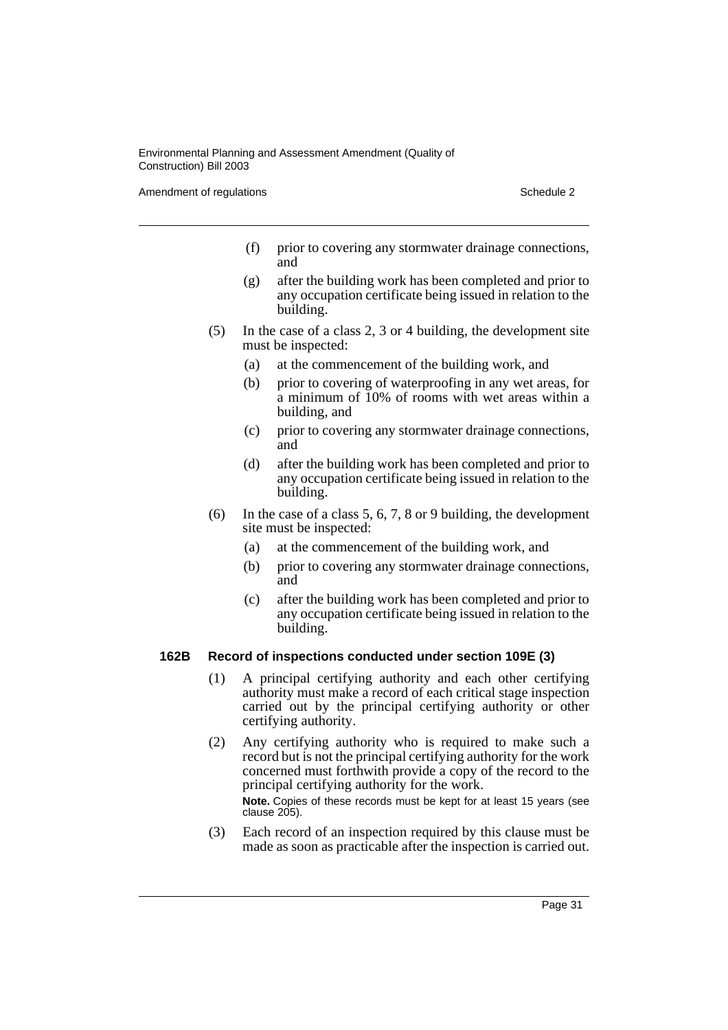(f) prior to covering any stormwater drainage connections, and

(g) after the building work has been completed and prior to any occupation certificate being issued in relation to the building.

(5) In the case of a class 2, 3 or 4 building, the development site must be inspected:

(a) at the commencement of the building work, and

(b) prior to covering of waterproofing in any wet areas, for a minimum of 10% of rooms with wet areas within a building, and

(c) prior to covering any stormwater drainage connections, and

(d) after the building work has been completed and prior to any occupation certificate being issued in relation to the building.

(6) In the case of a class 5, 6, 7, 8 or 9 building, the development site must be inspected:

(a) at the commencement of the building work, and

(b) prior to covering any stormwater drainage connections, and

(c) after the building work has been completed and prior to any occupation certificate being issued in relation to the building.

### 162B Record of inspections conducted under section 109E (3)

(1) A principal certifying authority and each other certifying authority must make a record of each critical stage inspection carried out by the principal certifying authority or other certifying authority.

(2) Any certifying authority who is required to make such a record but is not the principal certifying authority for the work concerned must forthwith provide a copy of the record to the principal certifying authority for the work.

**Note.** Copies of these records must be kept for at least 15 years (see clause 205).

(3) Each record of an inspection required by this clause must be made as soon as practicable after the inspection is carried out.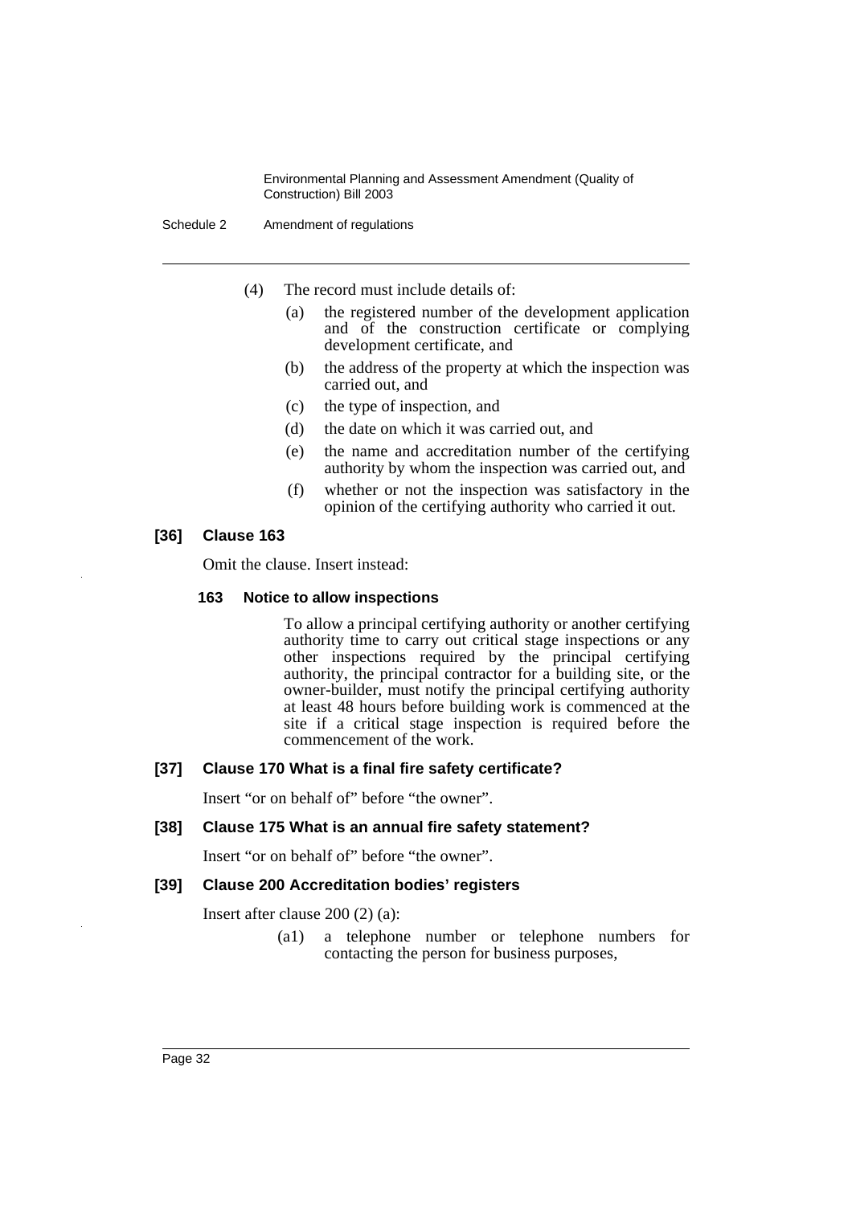(4) The record must include details of:

(a) the registered number of the development application and of the construction certificate or complying development certificate, and

(b) the address of the property at which the inspection was carried out, and

(c) the type of inspection, and

(d) the date on which it was carried out, and

(e) the name and accreditation number of the certifying authority by whom the inspection was carried out, and

(f) whether or not the inspection was satisfactory in the opinion of the certifying authority who carried it out.

**[36] Clause 163**

Omit the clause. Insert instead:

**163 Notice to allow inspections**

To allow a principal certifying authority or another certifying authority time to carry out critical stage inspections or any other inspections required by the principal certifying authority, the principal contractor for a building site, or the owner-builder, must notify the principal certifying authority at least 48 hours before building work is commenced at the site if a critical stage inspection is required before the commencement of the work.

**[37] Clause 170 What is a final fire safety certificate?**

Insert "or on behalf of" before "the owner".

**[38] Clause 175 What is an annual fire safety statement?**

Insert "or on behalf of" before "the owner".

**[39] Clause 200 Accreditation bodies' registers**

Insert after clause 200 (2) (a):

(a1) a telephone number or telephone numbers for contacting the person for business purposes,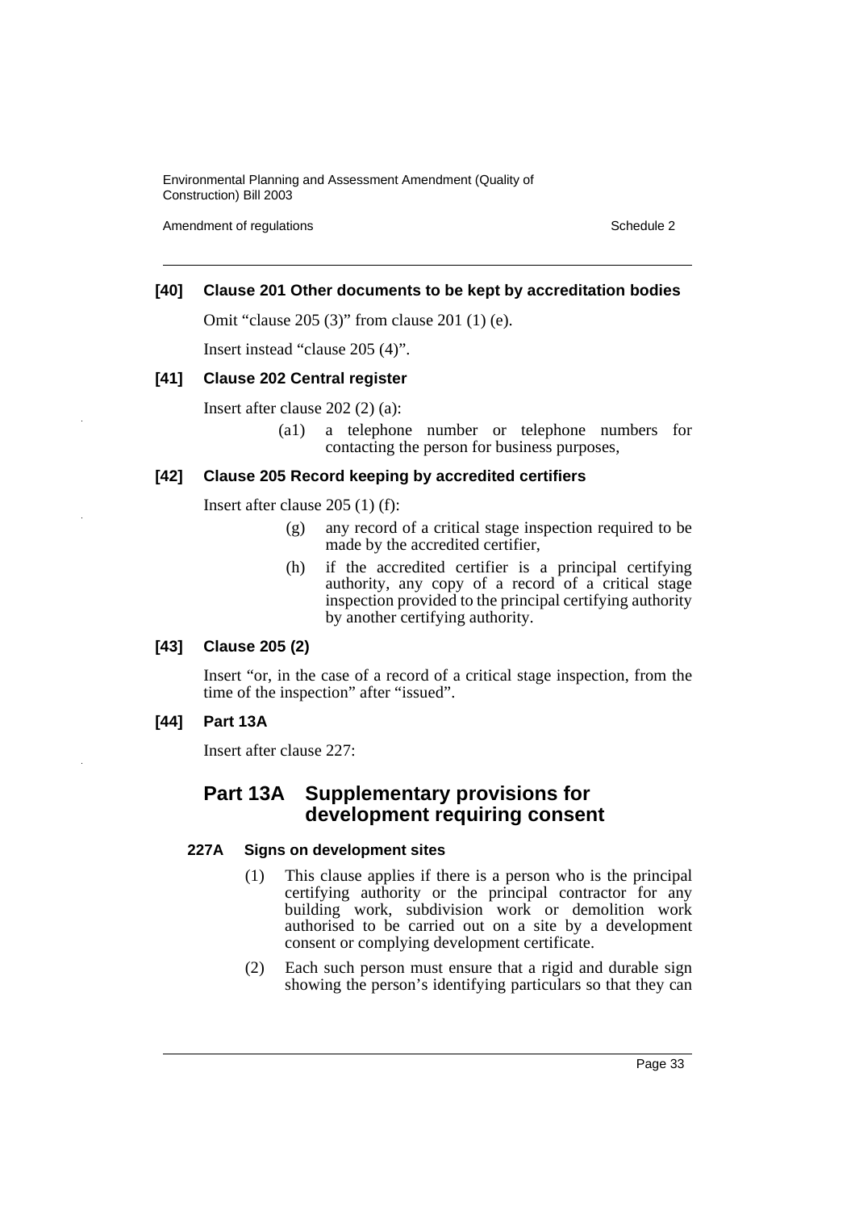**[40] Clause 201 Other documents to be kept by accreditation bodies**

Omit "clause 205 (3)" from clause 201 (1) (e).

Insert instead "clause 205 (4)".

**[41] Clause 202 Central register**

Insert after clause 202 (2) (a):

> (a1) a telephone number or telephone numbers for contacting the person for business purposes,

**[42] Clause 205 Record keeping by accredited certifiers**

Insert after clause 205 (1) (f):

> (g) any record of a critical stage inspection required to be made by the accredited certifier,
>
> (h) if the accredited certifier is a principal certifying authority, any copy of a record of a critical stage inspection provided to the principal certifying authority by another certifying authority.

**[43] Clause 205 (2)**

Insert "or, in the case of a record of a critical stage inspection, from the time of the inspection" after "issued".

**[44] Part 13A**

Insert after clause 227:

## Part 13A Supplementary provisions for development requiring consent

**227A Signs on development sites**

(1) This clause applies if there is a person who is the principal certifying authority or the principal contractor for any building work, subdivision work or demolition work authorised to be carried out on a site by a development consent or complying development certificate.

(2) Each such person must ensure that a rigid and durable sign showing the person's identifying particulars so that they can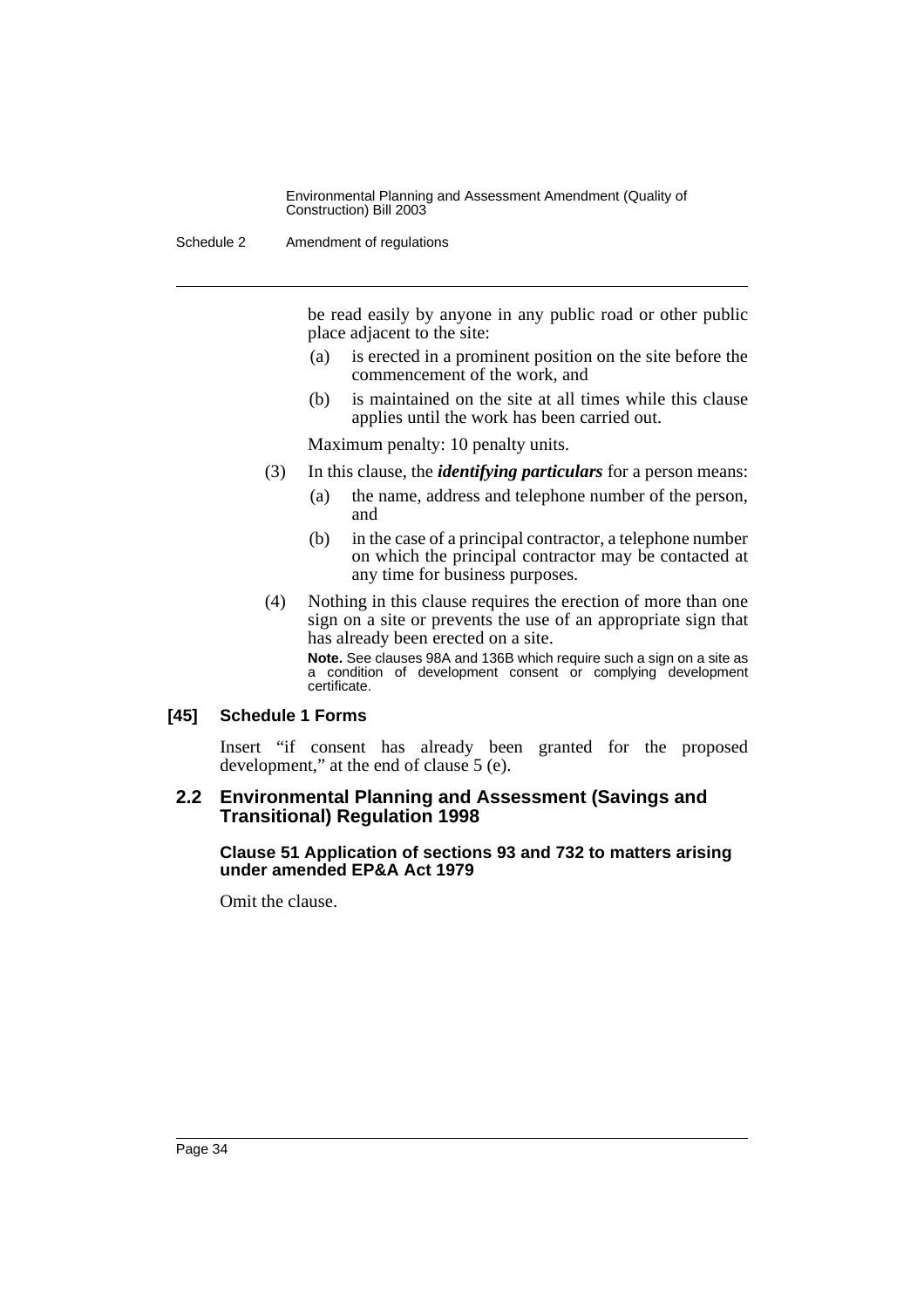be read easily by anyone in any public road or other public place adjacent to the site:

(a) is erected in a prominent position on the site before the commencement of the work, and

(b) is maintained on the site at all times while this clause applies until the work has been carried out.

Maximum penalty: 10 penalty units.

(3) In this clause, the ***identifying particulars*** for a person means:

(a) the name, address and telephone number of the person, and

(b) in the case of a principal contractor, a telephone number on which the principal contractor may be contacted at any time for business purposes.

(4) Nothing in this clause requires the erection of more than one sign on a site or prevents the use of an appropriate sign that has already been erected on a site.

**Note.** See clauses 98A and 136B which require such a sign on a site as a condition of development consent or complying development certificate.

### [45] Schedule 1 Forms

Insert "if consent has already been granted for the proposed development," at the end of clause 5 (e).

## 2.2 Environmental Planning and Assessment (Savings and Transitional) Regulation 1998

### Clause 51 Application of sections 93 and 732 to matters arising under amended EP&A Act 1979

Omit the clause.